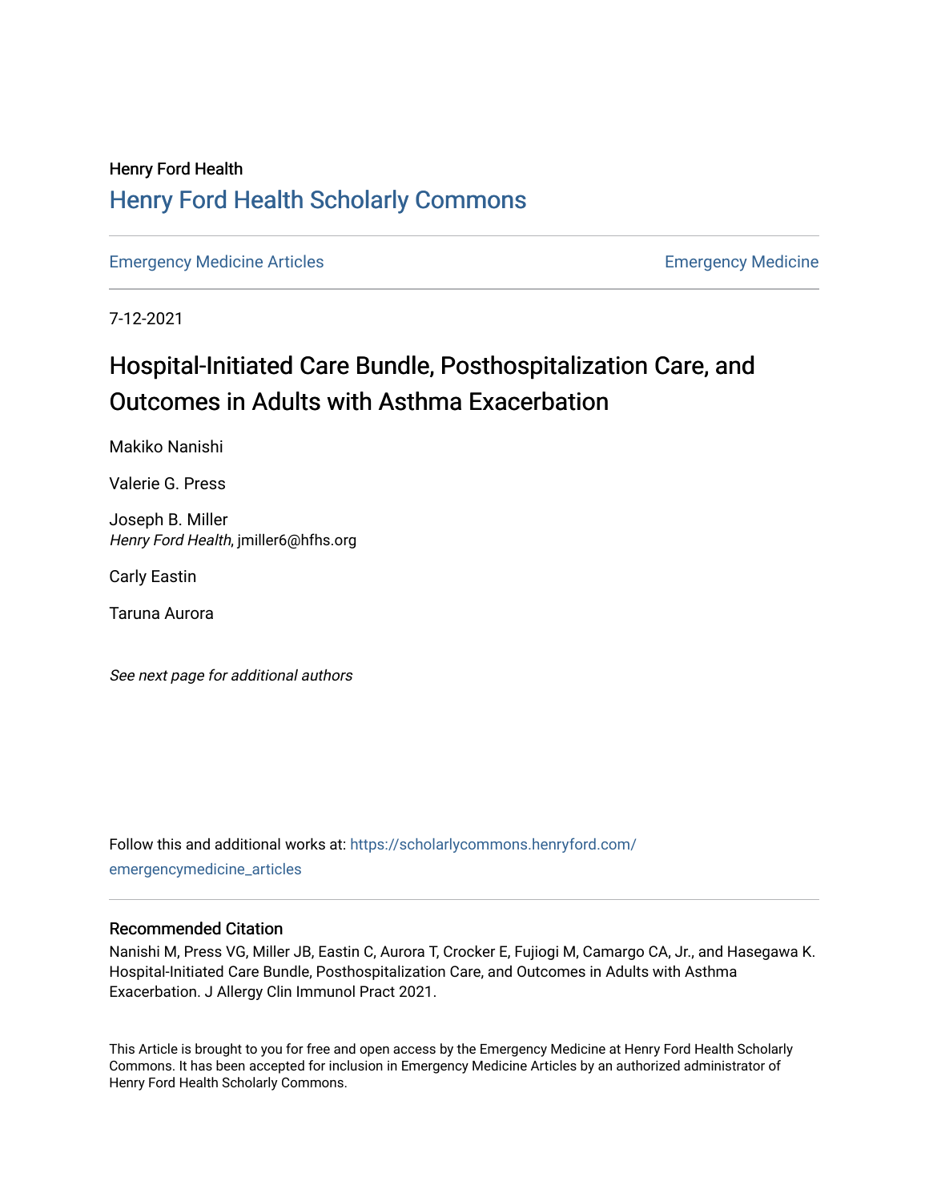Henry Ford Health

# Henry Ford Health Scholarly Commons

Emergency Medicine Articles

Emergency Medicine

7-12-2021

# Hospital-Initiated Care Bundle, Posthospitalization Care, and Outcomes in Adults with Asthma Exacerbation

Makiko Nanishi

Valerie G. Press

Joseph B. Miller
*Henry Ford Health*, jmiller6@hfhs.org

Carly Eastin

Taruna Aurora

*See next page for additional authors*

Follow this and additional works at: https://scholarlycommons.henryford.com/emergencymedicine_articles

## Recommended Citation

Nanishi M, Press VG, Miller JB, Eastin C, Aurora T, Crocker E, Fujiogi M, Camargo CA, Jr., and Hasegawa K. Hospital-Initiated Care Bundle, Posthospitalization Care, and Outcomes in Adults with Asthma Exacerbation. J Allergy Clin Immunol Pract 2021.

This Article is brought to you for free and open access by the Emergency Medicine at Henry Ford Health Scholarly Commons. It has been accepted for inclusion in Emergency Medicine Articles by an authorized administrator of Henry Ford Health Scholarly Commons.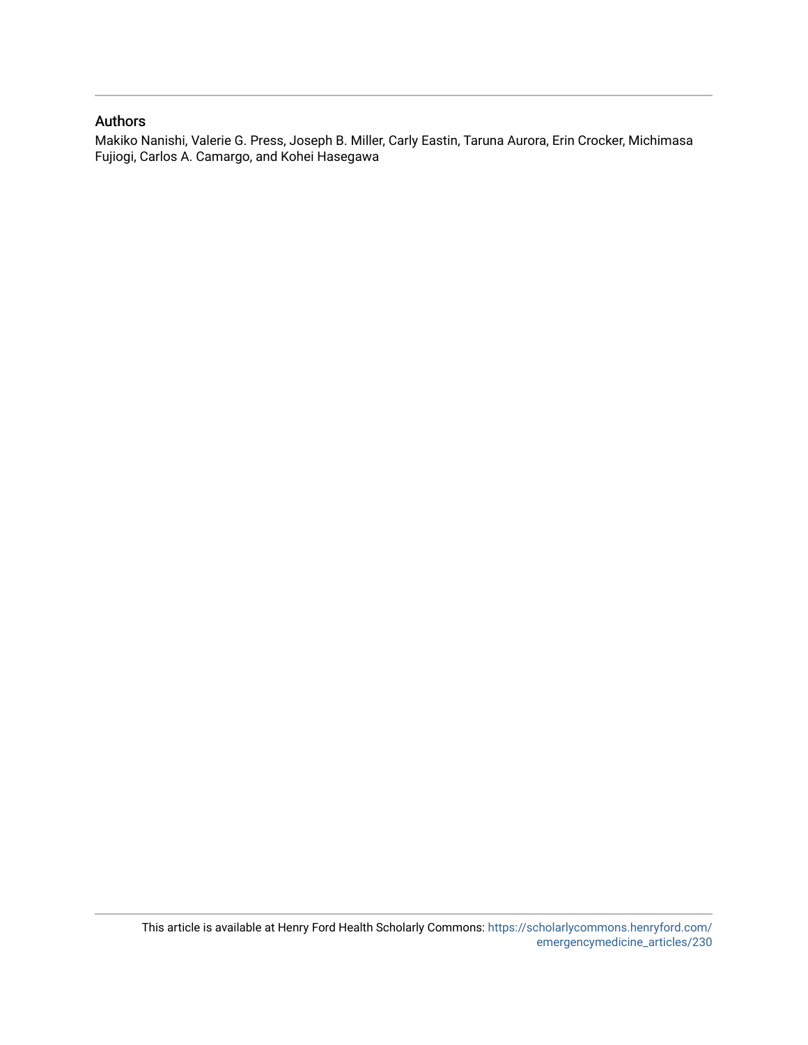## Authors

Makiko Nanishi, Valerie G. Press, Joseph B. Miller, Carly Eastin, Taruna Aurora, Erin Crocker, Michimasa Fujiogi, Carlos A. Camargo, and Kohei Hasegawa

This article is available at Henry Ford Health Scholarly Commons: https://scholarlycommons.henryford.com/emergencymedicine_articles/230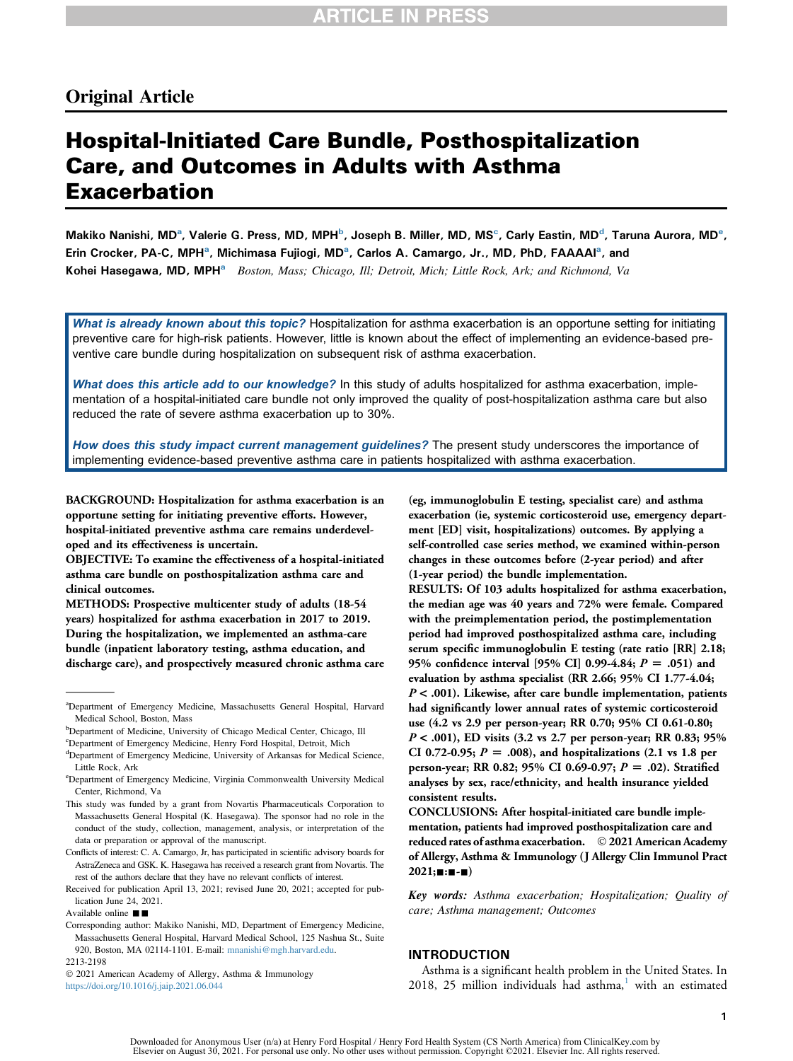## Original Article

# Hospital-Initiated Care Bundle, Posthospitalization Care, and Outcomes in Adults with Asthma Exacerbation

**Makiko Nanishi, MD[a], Valerie G. Press, MD, MPH[b], Joseph B. Miller, MD, MS[c], Carly Eastin, MD[d], Taruna Aurora, MD[e], Erin Crocker, PA-C, MPH[a], Michimasa Fujiogi, MD[a], Carlos A. Camargo, Jr., MD, PhD, FAAAAI[a], and Kohei Hasegawa, MD, MPH[a]** *Boston, Mass; Chicago, Ill; Detroit, Mich; Little Rock, Ark; and Richmond, Va*

***What is already known about this topic?*** Hospitalization for asthma exacerbation is an opportune setting for initiating preventive care for high-risk patients. However, little is known about the effect of implementing an evidence-based preventive care bundle during hospitalization on subsequent risk of asthma exacerbation.

***What does this article add to our knowledge?*** In this study of adults hospitalized for asthma exacerbation, implementation of a hospital-initiated care bundle not only improved the quality of post-hospitalization asthma care but also reduced the rate of severe asthma exacerbation up to 30%.

***How does this study impact current management guidelines?*** The present study underscores the importance of implementing evidence-based preventive asthma care in patients hospitalized with asthma exacerbation.

**BACKGROUND: Hospitalization for asthma exacerbation is an opportune setting for initiating preventive efforts. However, hospital-initiated preventive asthma care remains underdeveloped and its effectiveness is uncertain.**

**OBJECTIVE: To examine the effectiveness of a hospital-initiated asthma care bundle on posthospitalization asthma care and clinical outcomes.**

**METHODS: Prospective multicenter study of adults (18-54 years) hospitalized for asthma exacerbation in 2017 to 2019. During the hospitalization, we implemented an asthma-care bundle (inpatient laboratory testing, asthma education, and discharge care), and prospectively measured chronic asthma care (eg, immunoglobulin E testing, specialist care) and asthma exacerbation (ie, systemic corticosteroid use, emergency department [ED] visit, hospitalizations) outcomes. By applying a self-controlled case series method, we examined within-person changes in these outcomes before (2-year period) and after (1-year period) the bundle implementation.**

**RESULTS: Of 103 adults hospitalized for asthma exacerbation, the median age was 40 years and 72% were female. Compared with the preimplementation period, the postimplementation period had improved posthospitalized asthma care, including serum specific immunoglobulin E testing (rate ratio [RR] 2.18; 95% confidence interval [95% CI] 0.99-4.84; $P = .051$) and evaluation by asthma specialist (RR 2.66; 95% CI 1.77-4.04; $P < .001$). Likewise, after care bundle implementation, patients had significantly lower annual rates of systemic corticosteroid use (4.2 vs 2.9 per person-year; RR 0.70; 95% CI 0.61-0.80; $P < .001$), ED visits (3.2 vs 2.7 per person-year; RR 0.83; 95% CI 0.72-0.95; $P = .008$), and hospitalizations (2.1 vs 1.8 per person-year; RR 0.82; 95% CI 0.69-0.97; $P = .02$). Stratified analyses by sex, race/ethnicity, and health insurance yielded consistent results.**

**CONCLUSIONS: After hospital-initiated care bundle implementation, patients had improved posthospitalization care and reduced rates of asthma exacerbation.** © 2021 American Academy of Allergy, Asthma & Immunology (J Allergy Clin Immunol Pract 2021;■:■-■)

***Key words:*** *Asthma exacerbation; Hospitalization; Quality of care; Asthma management; Outcomes*

---

[a]Department of Emergency Medicine, Massachusetts General Hospital, Harvard Medical School, Boston, Mass

[b]Department of Medicine, University of Chicago Medical Center, Chicago, Ill

[c]Department of Emergency Medicine, Henry Ford Hospital, Detroit, Mich

[d]Department of Emergency Medicine, University of Arkansas for Medical Science, Little Rock, Ark

[e]Department of Emergency Medicine, Virginia Commonwealth University Medical Center, Richmond, Va

This study was funded by a grant from Novartis Pharmaceuticals Corporation to Massachusetts General Hospital (K. Hasegawa). The sponsor had no role in the conduct of the study, collection, management, analysis, or interpretation of the data or preparation or approval of the manuscript.

Conflicts of interest: C. A. Camargo, Jr, has participated in scientific advisory boards for AstraZeneca and GSK. K. Hasegawa has received a research grant from Novartis. The rest of the authors declare that they have no relevant conflicts of interest.

Received for publication April 13, 2021; revised June 20, 2021; accepted for publication June 24, 2021.

Available online ■■

Corresponding author: Makiko Nanishi, MD, Department of Emergency Medicine, Massachusetts General Hospital, Harvard Medical School, 125 Nashua St., Suite 920, Boston, MA 02114-1101. E-mail: mnanishi@mgh.harvard.edu.

2213-2198

© 2021 American Academy of Allergy, Asthma & Immunology

https://doi.org/10.1016/j.jaip.2021.06.044

## INTRODUCTION

Asthma is a significant health problem in the United States. In 2018, 25 million individuals had asthma,[1] with an estimated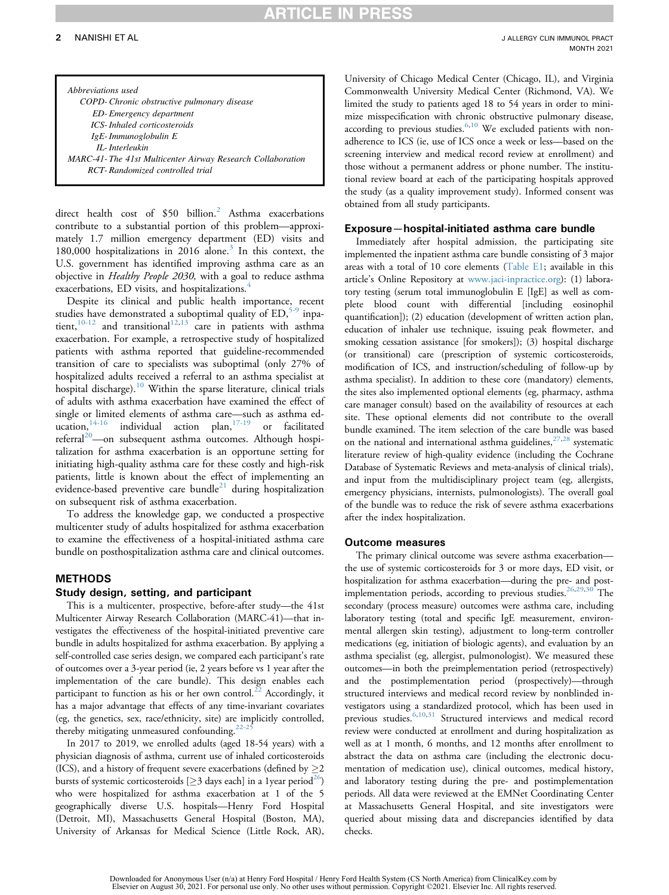Abbreviations used

COPD- Chronic obstructive pulmonary disease

ED- Emergency department

ICS- Inhaled corticosteroids

IgE- Immunoglobulin E

IL- Interleukin

MARC-41- The 41st Multicenter Airway Research Collaboration

RCT- Randomized controlled trial

direct health cost of $50 billion.[2] Asthma exacerbations contribute to a substantial portion of this problem—approximately 1.7 million emergency department (ED) visits and 180,000 hospitalizations in 2016 alone.[3] In this context, the U.S. government has identified improving asthma care as an objective in *Healthy People 2030,* with a goal to reduce asthma exacerbations, ED visits, and hospitalizations.[4]

Despite its clinical and public health importance, recent studies have demonstrated a suboptimal quality of ED,[5-9] inpatient,[10-12] and transitional[12,13] care in patients with asthma exacerbation. For example, a retrospective study of hospitalized patients with asthma reported that guideline-recommended transition of care to specialists was suboptimal (only 27% of hospitalized adults received a referral to an asthma specialist at hospital discharge).[10] Within the sparse literature, clinical trials of adults with asthma exacerbation have examined the effect of single or limited elements of asthma care—such as asthma education,[14-16] individual action plan,[17-19] or facilitated referral[20]—on subsequent asthma outcomes. Although hospitalization for asthma exacerbation is an opportune setting for initiating high-quality asthma care for these costly and high-risk patients, little is known about the effect of implementing an evidence-based preventive care bundle[21] during hospitalization on subsequent risk of asthma exacerbation.

To address the knowledge gap, we conducted a prospective multicenter study of adults hospitalized for asthma exacerbation to examine the effectiveness of a hospital-initiated asthma care bundle on posthospitalization asthma care and clinical outcomes.

## METHODS

### Study design, setting, and participant

This is a multicenter, prospective, before-after study—the 41st Multicenter Airway Research Collaboration (MARC-41)—that investigates the effectiveness of the hospital-initiated preventive care bundle in adults hospitalized for asthma exacerbation. By applying a self-controlled case series design, we compared each participant's rate of outcomes over a 3-year period (ie, 2 years before vs 1 year after the implementation of the care bundle). This design enables each participant to function as his or her own control.[22] Accordingly, it has a major advantage that effects of any time-invariant covariates (eg, the genetics, sex, race/ethnicity, site) are implicitly controlled, thereby mitigating unmeasured confounding.[22-25]

In 2017 to 2019, we enrolled adults (aged 18-54 years) with a physician diagnosis of asthma, current use of inhaled corticosteroids (ICS), and a history of frequent severe exacerbations (defined by $\geq$2 bursts of systemic corticosteroids [$\geq$3 days each] in a 1year period[26]) who were hospitalized for asthma exacerbation at 1 of the 5 geographically diverse U.S. hospitals—Henry Ford Hospital (Detroit, MI), Massachusetts General Hospital (Boston, MA), University of Arkansas for Medical Science (Little Rock, AR), University of Chicago Medical Center (Chicago, IL), and Virginia Commonwealth University Medical Center (Richmond, VA). We limited the study to patients aged 18 to 54 years in order to minimize misspecification with chronic obstructive pulmonary disease, according to previous studies.[6,10] We excluded patients with nonadherence to ICS (ie, use of ICS once a week or less—based on the screening interview and medical record review at enrollment) and those without a permanent address or phone number. The institutional review board at each of the participating hospitals approved the study (as a quality improvement study). Informed consent was obtained from all study participants.

### Exposure—hospital-initiated asthma care bundle

Immediately after hospital admission, the participating site implemented the inpatient asthma care bundle consisting of 3 major areas with a total of 10 core elements (Table E1; available in this article's Online Repository at www.jaci-inpractice.org): (1) laboratory testing (serum total immunoglobulin E [IgE] as well as complete blood count with differential [including eosinophil quantification]); (2) education (development of written action plan, education of inhaler use technique, issuing peak flowmeter, and smoking cessation assistance [for smokers]); (3) hospital discharge (or transitional) care (prescription of systemic corticosteroids, modification of ICS, and instruction/scheduling of follow-up by asthma specialist). In addition to these core (mandatory) elements, the sites also implemented optional elements (eg, pharmacy, asthma care manager consult) based on the availability of resources at each site. These optional elements did not contribute to the overall bundle examined. The item selection of the care bundle was based on the national and international asthma guidelines,[27,28] systematic literature review of high-quality evidence (including the Cochrane Database of Systematic Reviews and meta-analysis of clinical trials), and input from the multidisciplinary project team (eg, allergists, emergency physicians, internists, pulmonologists). The overall goal of the bundle was to reduce the risk of severe asthma exacerbations after the index hospitalization.

### Outcome measures

The primary clinical outcome was severe asthma exacerbation—the use of systemic corticosteroids for 3 or more days, ED visit, or hospitalization for asthma exacerbation—during the pre- and postimplementation periods, according to previous studies.[26,29,30] The secondary (process measure) outcomes were asthma care, including laboratory testing (total and specific IgE measurement, environmental allergen skin testing), adjustment to long-term controller medications (eg, initiation of biologic agents), and evaluation by an asthma specialist (eg, allergist, pulmonologist). We measured these outcomes—in both the preimplementation period (retrospectively) and the postimplementation period (prospectively)—through structured interviews and medical record review by nonblinded investigators using a standardized protocol, which has been used in previous studies.[6,10,31] Structured interviews and medical record review were conducted at enrollment and during hospitalization as well as at 1 month, 6 months, and 12 months after enrollment to abstract the data on asthma care (including the electronic documentation of medication use), clinical outcomes, medical history, and laboratory testing during the pre- and postimplementation periods. All data were reviewed at the EMNet Coordinating Center at Massachusetts General Hospital, and site investigators were queried about missing data and discrepancies identified by data checks.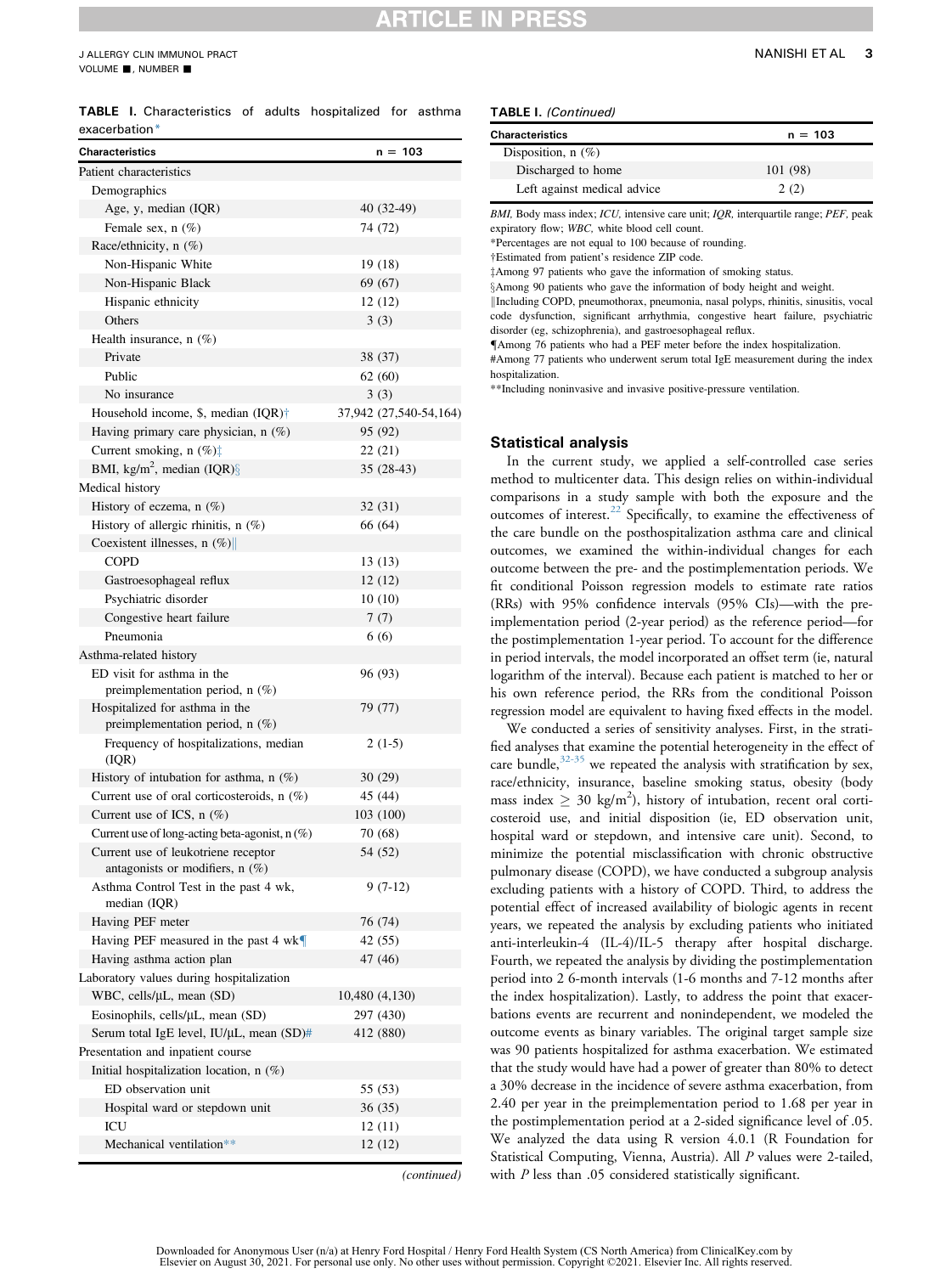**TABLE I.** Characteristics of adults hospitalized for asthma exacerbation*

| Characteristics | n = 103 |
|---|---|
| Patient characteristics | |
| Demographics | |
| Age, y, median (IQR) | 40 (32-49) |
| Female sex, n (%) | 74 (72) |
| Race/ethnicity, n (%) | |
| Non-Hispanic White | 19 (18) |
| Non-Hispanic Black | 69 (67) |
| Hispanic ethnicity | 12 (12) |
| Others | 3 (3) |
| Health insurance, n (%) | |
| Private | 38 (37) |
| Public | 62 (60) |
| No insurance | 3 (3) |
| Household income, $, median (IQR)† | 37,942 (27,540-54,164) |
| Having primary care physician, n (%) | 95 (92) |
| Current smoking, n (%)‡ | 22 (21) |
| BMI, kg/m², median (IQR)§ | 35 (28-43) |
| Medical history | |
| History of eczema, n (%) | 32 (31) |
| History of allergic rhinitis, n (%) | 66 (64) |
| Coexistent illnesses, n (%)‖ | |
| COPD | 13 (13) |
| Gastroesophageal reflux | 12 (12) |
| Psychiatric disorder | 10 (10) |
| Congestive heart failure | 7 (7) |
| Pneumonia | 6 (6) |
| Asthma-related history | |
| ED visit for asthma in the preimplementation period, n (%) | 96 (93) |
| Hospitalized for asthma in the preimplementation period, n (%) | 79 (77) |
| Frequency of hospitalizations, median (IQR) | 2 (1-5) |
| History of intubation for asthma, n (%) | 30 (29) |
| Current use of oral corticosteroids, n (%) | 45 (44) |
| Current use of ICS, n (%) | 103 (100) |
| Current use of long-acting beta-agonist, n (%) | 70 (68) |
| Current use of leukotriene receptor antagonists or modifiers, n (%) | 54 (52) |
| Asthma Control Test in the past 4 wk, median (IQR) | 9 (7-12) |
| Having PEF meter | 76 (74) |
| Having PEF measured in the past 4 wk¶ | 42 (55) |
| Having asthma action plan | 47 (46) |
| Laboratory values during hospitalization | |
| WBC, cells/μL, mean (SD) | 10,480 (4,130) |
| Eosinophils, cells/μL, mean (SD) | 297 (430) |
| Serum total IgE level, IU/μL, mean (SD)# | 412 (880) |
| Presentation and inpatient course | |
| Initial hospitalization location, n (%) | |
| ED observation unit | 55 (53) |
| Hospital ward or stepdown unit | 36 (35) |
| ICU | 12 (11) |
| Mechanical ventilation** | 12 (12) |
| Disposition, n (%) | |
| Discharged to home | 101 (98) |
| Left against medical advice | 2 (2) |

*BMI,* Body mass index; *ICU,* intensive care unit; *IQR,* interquartile range; *PEF,* peak expiratory flow; *WBC,* white blood cell count.
*Percentages are not equal to 100 because of rounding.
†Estimated from patient's residence ZIP code.
‡Among 97 patients who gave the information of smoking status.
§Among 90 patients who gave the information of body height and weight.
‖Including COPD, pneumothorax, pneumonia, nasal polyps, rhinitis, sinusitis, vocal code dysfunction, significant arrhythmia, congestive heart failure, psychiatric disorder (eg, schizophrenia), and gastroesophageal reflux.
¶Among 76 patients who had a PEF meter before the index hospitalization.
#Among 77 patients who underwent serum total IgE measurement during the index hospitalization.
**Including noninvasive and invasive positive-pressure ventilation.

### Statistical analysis

In the current study, we applied a self-controlled case series method to multicenter data. This design relies on within-individual comparisons in a study sample with both the exposure and the outcomes of interest.[22] Specifically, to examine the effectiveness of the care bundle on the posthospitalization asthma care and clinical outcomes, we examined the within-individual changes for each outcome between the pre- and the postimplementation periods. We fit conditional Poisson regression models to estimate rate ratios (RRs) with 95% confidence intervals (95% CIs)—with the preimplementation period (2-year period) as the reference period—for the postimplementation 1-year period. To account for the difference in period intervals, the model incorporated an offset term (ie, natural logarithm of the interval). Because each patient is matched to her or his own reference period, the RRs from the conditional Poisson regression model are equivalent to having fixed effects in the model.

We conducted a series of sensitivity analyses. First, in the stratified analyses that examine the potential heterogeneity in the effect of care bundle,[32-35] we repeated the analysis with stratification by sex, race/ethnicity, insurance, baseline smoking status, obesity (body mass index $\geq$ 30 kg/m²), history of intubation, recent oral corticosteroid use, and initial disposition (ie, ED observation unit, hospital ward or stepdown, and intensive care unit). Second, to minimize the potential misclassification with chronic obstructive pulmonary disease (COPD), we have conducted a subgroup analysis excluding patients with a history of COPD. Third, to address the potential effect of increased availability of biologic agents in recent years, we repeated the analysis by excluding patients who initiated anti-interleukin-4 (IL-4)/IL-5 therapy after hospital discharge. Fourth, we repeated the analysis by dividing the postimplementation period into 2 6-month intervals (1-6 months and 7-12 months after the index hospitalization). Lastly, to address the point that exacerbations events are recurrent and nonindependent, we modeled the outcome events as binary variables. The original target sample size was 90 patients hospitalized for asthma exacerbation. We estimated that the study would have had a power of greater than 80% to detect a 30% decrease in the incidence of severe asthma exacerbation, from 2.40 per year in the preimplementation period to 1.68 per year in the postimplementation period at a 2-sided significance level of .05. We analyzed the data using R version 4.0.1 (R Foundation for Statistical Computing, Vienna, Austria). All *P* values were 2-tailed, with *P* less than .05 considered statistically significant.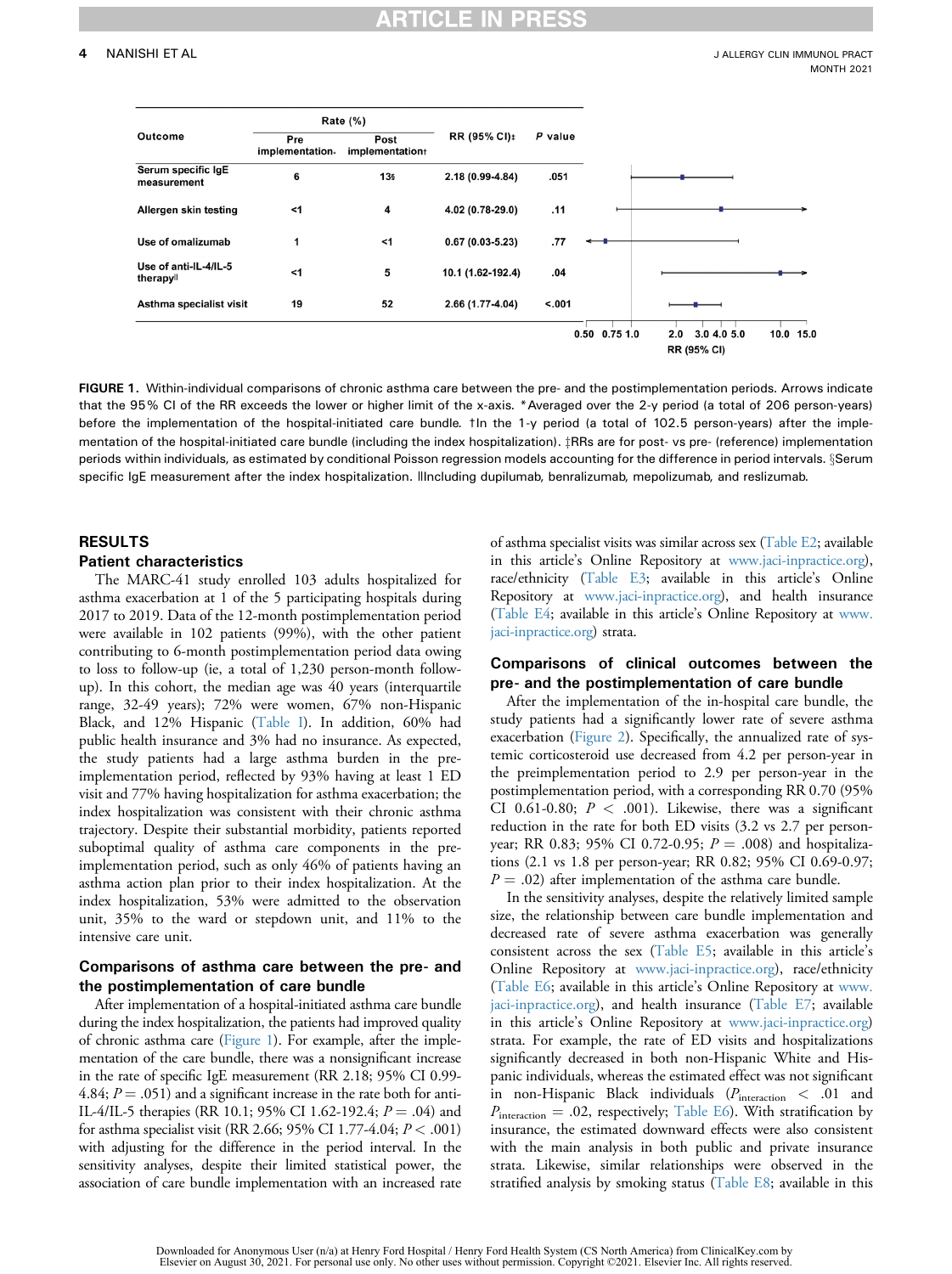| Outcome | Rate (%) Pre implementation* | Post implementation† | RR (95% CI)‡ | P value |
|---|---|---|---|---|
| Serum specific IgE measurement | 6 | 13§ | 2.18 (0.99-4.84) | .051 |
| Allergen skin testing | <1 | 4 | 4.02 (0.78-29.0) | .11 |
| Use of omalizumab | 1 | <1 | 0.67 (0.03-5.23) | .77 |
| Use of anti-IL-4/IL-5 therapy‖ | <1 | 5 | 10.1 (1.62-192.4) | .04 |
| Asthma specialist visit | 19 | 52 | 2.66 (1.77-4.04) | <.001 |

0.50 0.75 1.0 2.0 3.0 4.0 5.0 10.0 15.0

RR (95% CI)

**FIGURE 1.** Within-individual comparisons of chronic asthma care between the pre- and the postimplementation periods. Arrows indicate that the 95% CI of the RR exceeds the lower or higher limit of the x-axis. *Averaged over the 2-y period (a total of 206 person-years) before the implementation of the hospital-initiated care bundle. †In the 1-y period (a total of 102.5 person-years) after the implementation of the hospital-initiated care bundle (including the index hospitalization). ‡RRs are for post- vs pre- (reference) implementation periods within individuals, as estimated by conditional Poisson regression models accounting for the difference in period intervals. §Serum specific IgE measurement after the index hospitalization. ‖Including dupilumab, benralizumab, mepolizumab, and reslizumab.

## RESULTS

### Patient characteristics

The MARC-41 study enrolled 103 adults hospitalized for asthma exacerbation at 1 of the 5 participating hospitals during 2017 to 2019. Data of the 12-month postimplementation period were available in 102 patients (99%), with the other patient contributing to 6-month postimplementation period data owing to loss to follow-up (ie, a total of 1,230 person-month follow-up). In this cohort, the median age was 40 years (interquartile range, 32-49 years); 72% were women, 67% non-Hispanic Black, and 12% Hispanic (Table I). In addition, 60% had public health insurance and 3% had no insurance. As expected, the study patients had a large asthma burden in the preimplementation period, reflected by 93% having at least 1 ED visit and 77% having hospitalization for asthma exacerbation; the index hospitalization was consistent with their chronic asthma trajectory. Despite their substantial morbidity, patients reported suboptimal quality of asthma care components in the preimplementation period, such as only 46% of patients having an asthma action plan prior to their index hospitalization. At the index hospitalization, 53% were admitted to the observation unit, 35% to the ward or stepdown unit, and 11% to the intensive care unit.

### Comparisons of asthma care between the pre- and the postimplementation of care bundle

After implementation of a hospital-initiated asthma care bundle during the index hospitalization, the patients had improved quality of chronic asthma care (Figure 1). For example, after the implementation of the care bundle, there was a nonsignificant increase in the rate of specific IgE measurement (RR 2.18; 95% CI 0.99-4.84; $P = .051$) and a significant increase in the rate both for anti-IL-4/IL-5 therapies (RR 10.1; 95% CI 1.62-192.4; $P = .04$) and for asthma specialist visit (RR 2.66; 95% CI 1.77-4.04; $P < .001$) with adjusting for the difference in the period interval. In the sensitivity analyses, despite their limited statistical power, the association of care bundle implementation with an increased rate of asthma specialist visits was similar across sex (Table E2; available in this article's Online Repository at www.jaci-inpractice.org), race/ethnicity (Table E3; available in this article's Online Repository at www.jaci-inpractice.org), and health insurance (Table E4; available in this article's Online Repository at www.jaci-inpractice.org) strata.

### Comparisons of clinical outcomes between the pre- and the postimplementation of care bundle

After the implementation of the in-hospital care bundle, the study patients had a significantly lower rate of severe asthma exacerbation (Figure 2). Specifically, the annualized rate of systemic corticosteroid use decreased from 4.2 per person-year in the preimplementation period to 2.9 per person-year in the postimplementation period, with a corresponding RR 0.70 (95% CI 0.61-0.80; $P < .001$). Likewise, there was a significant reduction in the rate for both ED visits (3.2 vs 2.7 per person-year; RR 0.83; 95% CI 0.72-0.95; $P = .008$) and hospitalizations (2.1 vs 1.8 per person-year; RR 0.82; 95% CI 0.69-0.97; $P = .02$) after implementation of the asthma care bundle.

In the sensitivity analyses, despite the relatively limited sample size, the relationship between care bundle implementation and decreased rate of severe asthma exacerbation was generally consistent across the sex (Table E5; available in this article's Online Repository at www.jaci-inpractice.org), race/ethnicity (Table E6; available in this article's Online Repository at www.jaci-inpractice.org), and health insurance (Table E7; available in this article's Online Repository at www.jaci-inpractice.org) strata. For example, the rate of ED visits and hospitalizations significantly decreased in both non-Hispanic White and Hispanic individuals, whereas the estimated effect was not significant in non-Hispanic Black individuals ($P_{interaction} < .01$ and $P_{interaction} = .02$, respectively; Table E6). With stratification by insurance, the estimated downward effects were also consistent with the main analysis in both public and private insurance strata. Likewise, similar relationships were observed in the stratified analysis by smoking status (Table E8; available in this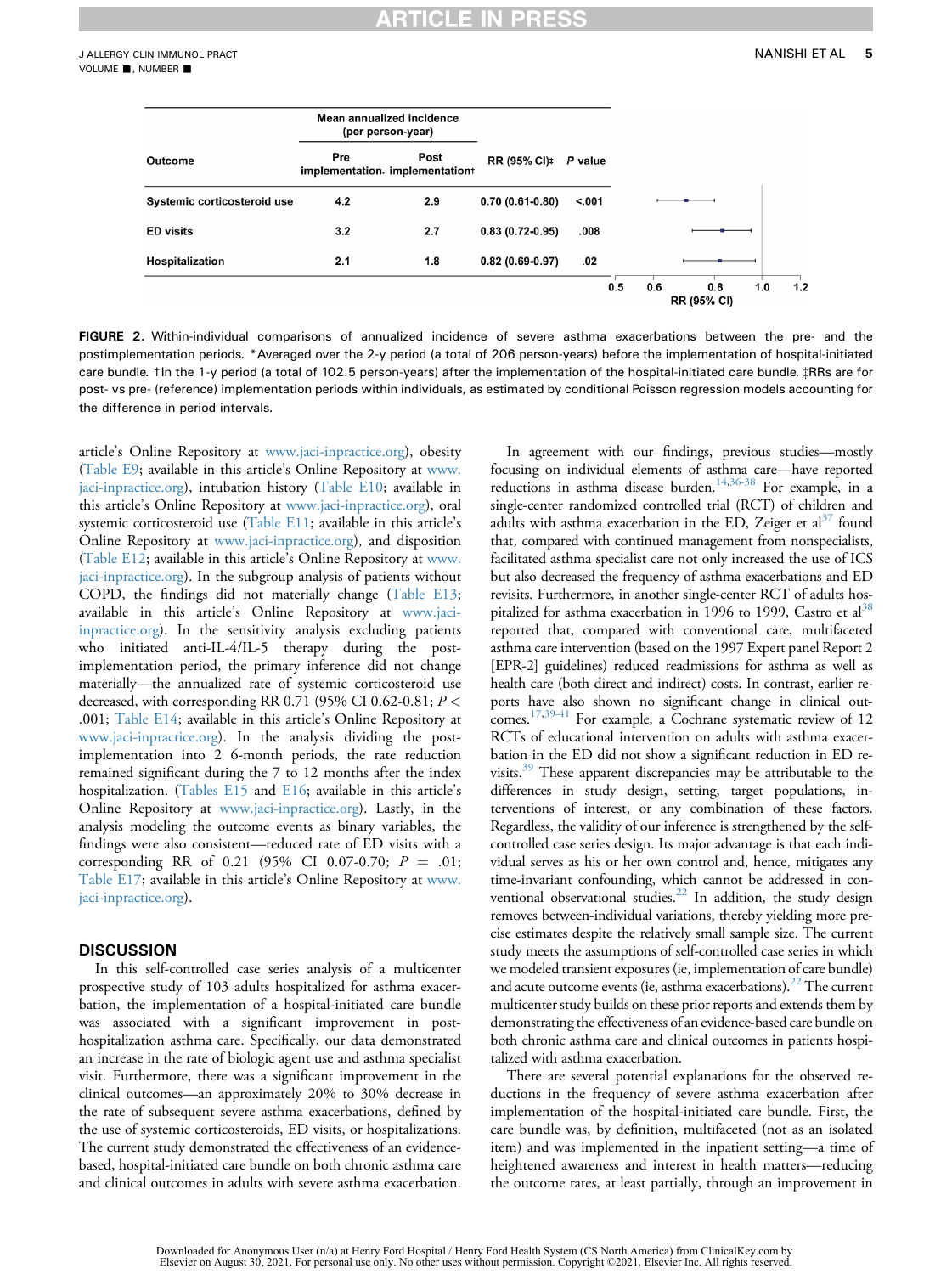| Outcome | Mean annualized incidence (per person-year) Pre implementation* | Post implementation† | RR (95% CI)‡ | P value |
|---|---|---|---|---|
| Systemic corticosteroid use | 4.2 | 2.9 | 0.70 (0.61-0.80) | <.001 |
| ED visits | 3.2 | 2.7 | 0.83 (0.72-0.95) | .008 |
| Hospitalization | 2.1 | 1.8 | 0.82 (0.69-0.97) | .02 |

0.5 0.6 0.8 1.0 1.2

RR (95% CI)

**FIGURE 2.** Within-individual comparisons of annualized incidence of severe asthma exacerbations between the pre- and the postimplementation periods. *Averaged over the 2-y period (a total of 206 person-years) before the implementation of hospital-initiated care bundle. †In the 1-y period (a total of 102.5 person-years) after the implementation of the hospital-initiated care bundle. ‡RRs are for post- vs pre- (reference) implementation periods within individuals, as estimated by conditional Poisson regression models accounting for the difference in period intervals.

article's Online Repository at www.jaci-inpractice.org), obesity (Table E9; available in this article's Online Repository at www.jaci-inpractice.org), intubation history (Table E10; available in this article's Online Repository at www.jaci-inpractice.org), oral systemic corticosteroid use (Table E11; available in this article's Online Repository at www.jaci-inpractice.org), and disposition (Table E12; available in this article's Online Repository at www.jaci-inpractice.org). In the subgroup analysis of patients without COPD, the findings did not materially change (Table E13; available in this article's Online Repository at www.jaci-inpractice.org). In the sensitivity analysis excluding patients who initiated anti-IL-4/IL-5 therapy during the post-implementation period, the primary inference did not change materially—the annualized rate of systemic corticosteroid use decreased, with corresponding RR 0.71 (95% CI 0.62-0.81; $P <$ .001; Table E14; available in this article's Online Repository at www.jaci-inpractice.org). In the analysis dividing the post-implementation into 2 6-month periods, the rate reduction remained significant during the 7 to 12 months after the index hospitalization. (Tables E15 and E16; available in this article's Online Repository at www.jaci-inpractice.org). Lastly, in the analysis modeling the outcome events as binary variables, the findings were also consistent—reduced rate of ED visits with a corresponding RR of 0.21 (95% CI 0.07-0.70; $P$ = .01; Table E17; available in this article's Online Repository at www.jaci-inpractice.org).

## DISCUSSION

In this self-controlled case series analysis of a multicenter prospective study of 103 adults hospitalized for asthma exacerbation, the implementation of a hospital-initiated care bundle was associated with a significant improvement in post-hospitalization asthma care. Specifically, our data demonstrated an increase in the rate of biologic agent use and asthma specialist visit. Furthermore, there was a significant improvement in the clinical outcomes—an approximately 20% to 30% decrease in the rate of subsequent severe asthma exacerbations, defined by the use of systemic corticosteroids, ED visits, or hospitalizations. The current study demonstrated the effectiveness of an evidence-based, hospital-initiated care bundle on both chronic asthma care and clinical outcomes in adults with severe asthma exacerbation.

In agreement with our findings, previous studies—mostly focusing on individual elements of asthma care—have reported reductions in asthma disease burden.[14,36-38] For example, in a single-center randomized controlled trial (RCT) of children and adults with asthma exacerbation in the ED, Zeiger et al[37] found that, compared with continued management from nonspecialists, facilitated asthma specialist care not only increased the use of ICS but also decreased the frequency of asthma exacerbations and ED revisits. Furthermore, in another single-center RCT of adults hospitalized for asthma exacerbation in 1996 to 1999, Castro et al[38] reported that, compared with conventional care, multifaceted asthma care intervention (based on the 1997 Expert panel Report 2 [EPR-2] guidelines) reduced readmissions for asthma as well as health care (both direct and indirect) costs. In contrast, earlier reports have also shown no significant change in clinical outcomes.[17,39-41] For example, a Cochrane systematic review of 12 RCTs of educational intervention on adults with asthma exacerbation in the ED did not show a significant reduction in ED revisits.[39] These apparent discrepancies may be attributable to the differences in study design, setting, target populations, interventions of interest, or any combination of these factors. Regardless, the validity of our inference is strengthened by the self-controlled case series design. Its major advantage is that each individual serves as his or her own control and, hence, mitigates any time-invariant confounding, which cannot be addressed in conventional observational studies.[22] In addition, the study design removes between-individual variations, thereby yielding more precise estimates despite the relatively small sample size. The current study meets the assumptions of self-controlled case series in which we modeled transient exposures (ie, implementation of care bundle) and acute outcome events (ie, asthma exacerbations).[22] The current multicenter study builds on these prior reports and extends them by demonstrating the effectiveness of an evidence-based care bundle on both chronic asthma care and clinical outcomes in patients hospitalized with asthma exacerbation.

There are several potential explanations for the observed reductions in the frequency of severe asthma exacerbation after implementation of the hospital-initiated care bundle. First, the care bundle was, by definition, multifaceted (not as an isolated item) and was implemented in the inpatient setting—a time of heightened awareness and interest in health matters—reducing the outcome rates, at least partially, through an improvement in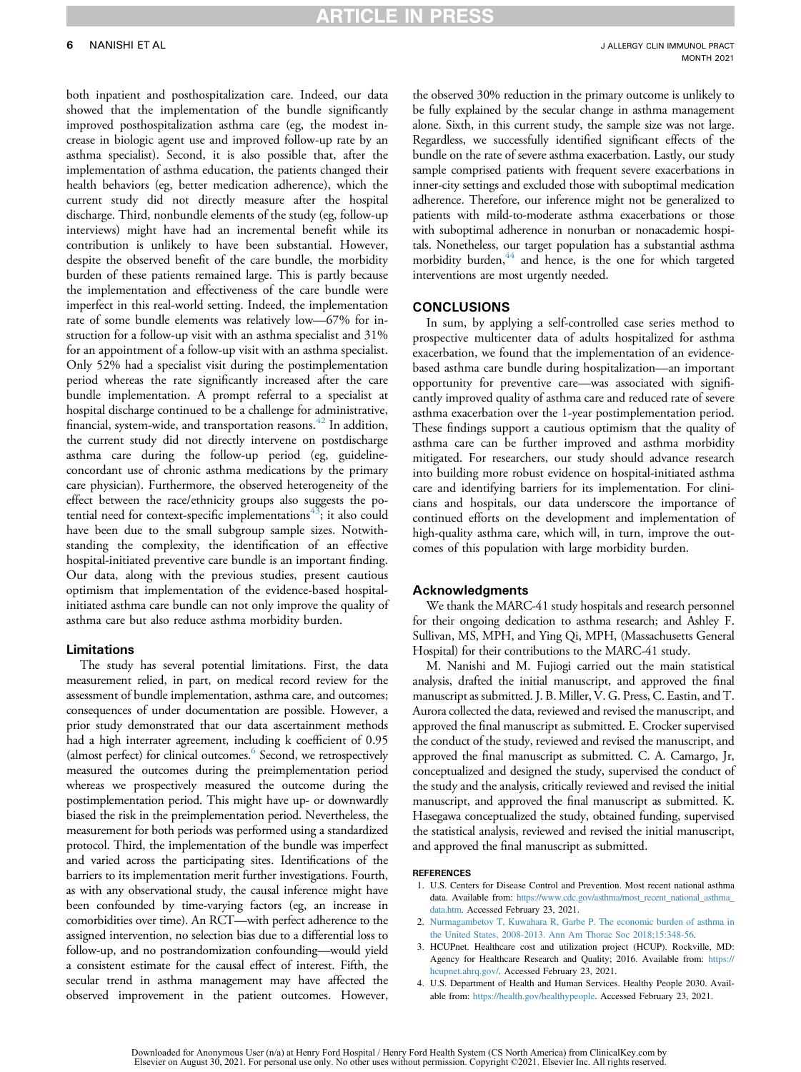both inpatient and posthospitalization care. Indeed, our data showed that the implementation of the bundle significantly improved posthospitalization asthma care (eg, the modest increase in biologic agent use and improved follow-up rate by an asthma specialist). Second, it is also possible that, after the implementation of asthma education, the patients changed their health behaviors (eg, better medication adherence), which the current study did not directly measure after the hospital discharge. Third, nonbundle elements of the study (eg, follow-up interviews) might have had an incremental benefit while its contribution is unlikely to have been substantial. However, despite the observed benefit of the care bundle, the morbidity burden of these patients remained large. This is partly because the implementation and effectiveness of the care bundle were imperfect in this real-world setting. Indeed, the implementation rate of some bundle elements was relatively low—67% for instruction for a follow-up visit with an asthma specialist and 31% for an appointment of a follow-up visit with an asthma specialist. Only 52% had a specialist visit during the postimplementation period whereas the rate significantly increased after the care bundle implementation. A prompt referral to a specialist at hospital discharge continued to be a challenge for administrative, financial, system-wide, and transportation reasons.[42] In addition, the current study did not directly intervene on postdischarge asthma care during the follow-up period (eg, guideline-concordant use of chronic asthma medications by the primary care physician). Furthermore, the observed heterogeneity of the effect between the race/ethnicity groups also suggests the potential need for context-specific implementations[43]; it also could have been due to the small subgroup sample sizes. Notwithstanding the complexity, the identification of an effective hospital-initiated preventive care bundle is an important finding. Our data, along with the previous studies, present cautious optimism that implementation of the evidence-based hospital-initiated asthma care bundle can not only improve the quality of asthma care but also reduce asthma morbidity burden.

### Limitations

The study has several potential limitations. First, the data measurement relied, in part, on medical record review for the assessment of bundle implementation, asthma care, and outcomes; consequences of under documentation are possible. However, a prior study demonstrated that our data ascertainment methods had a high interrater agreement, including k coefficient of 0.95 (almost perfect) for clinical outcomes.[6] Second, we retrospectively measured the outcomes during the preimplementation period whereas we prospectively measured the outcome during the postimplementation period. This might have up- or downwardly biased the risk in the preimplementation period. Nevertheless, the measurement for both periods was performed using a standardized protocol. Third, the implementation of the bundle was imperfect and varied across the participating sites. Identifications of the barriers to its implementation merit further investigations. Fourth, as with any observational study, the causal inference might have been confounded by time-varying factors (eg, an increase in comorbidities over time). An RCT—with perfect adherence to the assigned intervention, no selection bias due to a differential loss to follow-up, and no postrandomization confounding—would yield a consistent estimate for the causal effect of interest. Fifth, the secular trend in asthma management may have affected the observed improvement in the patient outcomes. However, the observed 30% reduction in the primary outcome is unlikely to be fully explained by the secular change in asthma management alone. Sixth, in this current study, the sample size was not large. Regardless, we successfully identified significant effects of the bundle on the rate of severe asthma exacerbation. Lastly, our study sample comprised patients with frequent severe exacerbations in inner-city settings and excluded those with suboptimal medication adherence. Therefore, our inference might not be generalized to patients with mild-to-moderate asthma exacerbations or those with suboptimal adherence in nonurban or nonacademic hospitals. Nonetheless, our target population has a substantial asthma morbidity burden,[44] and hence, is the one for which targeted interventions are most urgently needed.

## CONCLUSIONS

In sum, by applying a self-controlled case series method to prospective multicenter data of adults hospitalized for asthma exacerbation, we found that the implementation of an evidence-based asthma care bundle during hospitalization—an important opportunity for preventive care—was associated with significantly improved quality of asthma care and reduced rate of severe asthma exacerbation over the 1-year postimplementation period. These findings support a cautious optimism that the quality of asthma care can be further improved and asthma morbidity mitigated. For researchers, our study should advance research into building more robust evidence on hospital-initiated asthma care and identifying barriers for its implementation. For clinicians and hospitals, our data underscore the importance of continued efforts on the development and implementation of high-quality asthma care, which will, in turn, improve the outcomes of this population with large morbidity burden.

### Acknowledgments

We thank the MARC-41 study hospitals and research personnel for their ongoing dedication to asthma research; and Ashley F. Sullivan, MS, MPH, and Ying Qi, MPH, (Massachusetts General Hospital) for their contributions to the MARC-41 study.

M. Nanishi and M. Fujiogi carried out the main statistical analysis, drafted the initial manuscript, and approved the final manuscript as submitted. J. B. Miller, V. G. Press, C. Eastin, and T. Aurora collected the data, reviewed and revised the manuscript, and approved the final manuscript as submitted. E. Crocker supervised the conduct of the study, reviewed and revised the manuscript, and approved the final manuscript as submitted. C. A. Camargo, Jr, conceptualized and designed the study, supervised the conduct of the study and the analysis, critically reviewed and revised the initial manuscript, and approved the final manuscript as submitted. K. Hasegawa conceptualized the study, obtained funding, supervised the statistical analysis, reviewed and revised the initial manuscript, and approved the final manuscript as submitted.

#### REFERENCES

1. U.S. Centers for Disease Control and Prevention. Most recent national asthma data. Available from: https://www.cdc.gov/asthma/most_recent_national_asthma_data.htm. Accessed February 23, 2021.
2. Nurmagambetov T, Kuwahara R, Garbe P. The economic burden of asthma in the United States, 2008-2013. Ann Am Thorac Soc 2018;15:348-56.
3. HCUPnet. Healthcare cost and utilization project (HCUP). Rockville, MD: Agency for Healthcare Research and Quality; 2016. Available from: https://hcupnet.ahrq.gov/. Accessed February 23, 2021.
4. U.S. Department of Health and Human Services. Healthy People 2030. Available from: https://health.gov/healthypeople. Accessed February 23, 2021.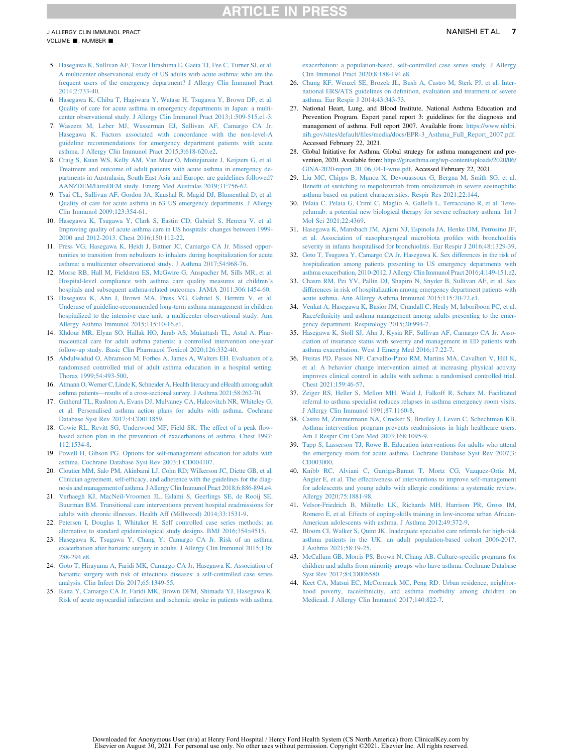5. Hasegawa K, Sullivan AF, Tovar Hirashima E, Gaeta TJ, Fee C, Turner SJ, et al. A multicenter observational study of US adults with acute asthma: who are the frequent users of the emergency department? J Allergy Clin Immunol Pract 2014;2:733-40.
6. Hasegawa K, Chiba T, Hagiwara Y, Watase H, Tsugawa Y, Brown DF, et al. Quality of care for acute asthma in emergency departments in Japan: a multicenter observational study. J Allergy Clin Immunol Pract 2013;1:509-515.e1-3.
7. Waseem M, Leber MJ, Wasserman EJ, Sullivan AF, Camargo CA Jr, Hasegawa K. Factors associated with concordance with the non-level-A guideline recommendations for emergency department patients with acute asthma. J Allergy Clin Immunol Pract 2015;3:618-620.e2.
8. Craig S, Kuan WS, Kelly AM, Van Meer O, Motiejunaite J, Keijzers G, et al. Treatment and outcome of adult patients with acute asthma in emergency departments in Australasia, South East Asia and Europe: are guidelines followed? AANZDEM/EuroDEM study. Emerg Med Australas 2019;31:756-62.
9. Tsai CL, Sullivan AF, Gordon JA, Kaushal R, Magid DJ, Blumenthal D, et al. Quality of care for acute asthma in 63 US emergency departments. J Allergy Clin Immunol 2009;123:354-61.
10. Hasegawa K, Tsugawa Y, Clark S, Eastin CD, Gabriel S, Herrera V, et al. Improving quality of acute asthma care in US hospitals: changes between 1999-2000 and 2012-2013. Chest 2016;150:112-22.
11. Press VG, Hasegawa K, Heidt J, Bittner JC, Camargo CA Jr. Missed opportunities to transition from nebulizers to inhalers during hospitalization for acute asthma: a multicenter observational study. J Asthma 2017;54:968-76.
12. Morse RB, Hall M, Fieldston ES, McGwire G, Anspacher M, Sills MR, et al. Hospital-level compliance with asthma care quality measures at children's hospitals and subsequent asthma-related outcomes. JAMA 2011;306:1454-60.
13. Hasegawa K, Ahn J, Brown MA, Press VG, Gabriel S, Herrera V, et al. Underuse of guideline-recommended long-term asthma management in children hospitalized to the intensive care unit: a multicenter observational study. Ann Allergy Asthma Immunol 2015;115:10-16.e1.
14. Khdour MR, Elyan SO, Hallak HO, Jarab AS, Mukattash TL, Astal A. Pharmaceutical care for adult asthma patients: a controlled intervention one-year follow-up study. Basic Clin Pharmacol Toxicol 2020;126:332-40.
15. Abdulwadud O, Abramson M, Forbes A, James A, Walters EH. Evaluation of a randomised controlled trial of adult asthma education in a hospital setting. Thorax 1999;54:493-500.
16. Atmann O, Werner C, Linde K, Schneider A. Health literacy and eHealth among adult asthma patients—results of a cross-sectional survey. J Asthma 2021;58:262-70.
17. Gatheral TL, Rushton A, Evans DJ, Mulvaney CA, Halcovitch NR, Whiteley G, et al. Personalised asthma action plans for adults with asthma. Cochrane Database Syst Rev 2017;4:CD011859.
18. Cowie RL, Revitt SG, Underwood MF, Field SK. The effect of a peak flow-based action plan in the prevention of exacerbations of asthma. Chest 1997; 112:1534-8.
19. Powell H, Gibson PG. Options for self-management education for adults with asthma. Cochrane Database Syst Rev 2003;1:CD004107.
20. Cloutier MM, Salo PM, Akinbami LJ, Cohn RD, Wilkerson JC, Diette GB, et al. Clinician agreement, self-efficacy, and adherence with the guidelines for the diagnosis and management of asthma. J Allergy Clin Immunol Pract 2018;6:886-894.e4.
21. Verhaegh KJ, MacNeil-Vroomen JL, Eslami S, Geerlings SE, de Rooij SE, Buurman BM. Transitional care interventions prevent hospital readmissions for adults with chronic illnesses. Health Aff (Millwood) 2014;33:1531-9.
22. Petersen I, Douglas I, Whitaker H. Self controlled case series methods: an alternative to standard epidemiological study designs. BMJ 2016;354:i4515.
23. Hasegawa K, Tsugawa Y, Chang Y, Camargo CA Jr. Risk of an asthma exacerbation after bariatric surgery in adults. J Allergy Clin Immunol 2015;136: 288-294.e8.
24. Goto T, Hirayama A, Faridi MK, Camargo CA Jr, Hasegawa K. Association of bariatric surgery with risk of infectious diseases: a self-controlled case series analysis. Clin Infect Dis 2017;65:1349-55.
25. Raita Y, Camargo CA Jr, Faridi MK, Brown DFM, Shimada YJ, Hasegawa K. Risk of acute myocardial infarction and ischemic stroke in patients with asthma exacerbation: a population-based, self-controlled case series study. J Allergy Clin Immunol Pract 2020;8:188-194.e8.
26. Chung KF, Wenzel SE, Brozek JL, Bush A, Castro M, Sterk PJ, et al. International ERS/ATS guidelines on definition, evaluation and treatment of severe asthma. Eur Respir J 2014;43:343-73.
27. National Heart, Lung, and Blood Institute, National Asthma Education and Prevention Program. Expert panel report 3: guidelines for the diagnosis and management of asthma. Full report 2007. Available from: https://www.nhlbi.nih.gov/sites/default/files/media/docs/EPR-3_Asthma_Full_Report_2007.pdf. Accessed February 22, 2021.
28. Global Initiative for Asthma. Global strategy for asthma management and prevention, 2020. Available from: https://ginasthma.org/wp-content/uploads/2020/06/GINA-2020-report_20_06_04-1-wms.pdf. Accessed February 22, 2021.
29. Liu MC, Chipps B, Munoz X, Devouassoux G, Bergna M, Smith SG, et al. Benefit of switching to mepolizumab from omalizumab in severe eosinophilic asthma based on patient characteristics. Respir Res 2021;22:144.
30. Pelaia C, Pelaia G, Crimi C, Maglio A, Gallelli L, Terracciano R, et al. Tezepelumab: a potential new biological therapy for severe refractory asthma. Int J Mol Sci 2021;22:4369.
31. Hasegawa K, Mansbach JM, Ajami NJ, Espinola JA, Henke DM, Petrosino JF, et al. Association of nasopharyngeal microbiota profiles with bronchiolitis severity in infants hospitalised for bronchiolitis. Eur Respir J 2016;48:1329-39.
32. Goto T, Tsugawa Y, Camargo CA Jr, Hasegawa K. Sex differences in the risk of hospitalization among patients presenting to US emergency departments with asthma exacerbation, 2010-2012. J Allergy Clin Immunol Pract 2016;4:149-151.e2.
33. Chasm RM, Pei YV, Pallin DJ, Shapiro N, Snyder B, Sullivan AF, et al. Sex differences in risk of hospitalization among emergency department patients with acute asthma. Ann Allergy Asthma Immunol 2015;115:70-72.e1.
34. Venkat A, Hasegawa K, Basior JM, Crandall C, Healy M, Inboriboon PC, et al. Race/ethnicity and asthma management among adults presenting to the emergency department. Respirology 2015;20:994-7.
35. Hasegawa K, Stoll SJ, Ahn J, Kysia RF, Sullivan AF, Camargo CA Jr. Association of insurance status with severity and management in ED patients with asthma exacerbation. West J Emerg Med 2016;17:22-7.
36. Freitas PD, Passos NF, Carvalho-Pinto RM, Martins MA, Cavalheri V, Hill K, et al. A behavior change intervention aimed at increasing physical activity improves clinical control in adults with asthma: a randomised controlled trial. Chest 2021;159:46-57.
37. Zeiger RS, Heller S, Mellon MH, Wald J, Falkoff R, Schatz M. Facilitated referral to asthma specialist reduces relapses in asthma emergency room visits. J Allergy Clin Immunol 1991;87:1160-8.
38. Castro M, Zimmermann NA, Crocker S, Bradley J, Leven C, Schechtman KB. Asthma intervention program prevents readmissions in high healthcare users. Am J Respir Crit Care Med 2003;168:1095-9.
39. Tapp S, Lasserson TJ, Rowe B. Education interventions for adults who attend the emergency room for acute asthma. Cochrane Database Syst Rev 2007;3: CD003000.
40. Knibb RC, Alviani C, Garriga-Baraut T, Mortz CG, Vazquez-Ortiz M, Angier E, et al. The effectiveness of interventions to improve self-management for adolescents and young adults with allergic conditions: a systematic review. Allergy 2020;75:1881-98.
41. Velsor-Friedrich B, Militello LK, Richards MH, Harrison PR, Gross IM, Romero E, et al. Effects of coping-skills training in low-income urban African-American adolescents with asthma. J Asthma 2012;49:372-9.
42. Bloom CI, Walker S, Quint JK. Inadequate specialist care referrals for high-risk asthma patients in the UK: an adult population-based cohort 2006-2017. J Asthma 2021;58:19-25.
43. McCallum GB, Morris PS, Brown N, Chang AB. Culture-specific programs for children and adults from minority groups who have asthma. Cochrane Database Syst Rev 2017;8:CD006580.
44. Keet CA, Matsui EC, McCormack MC, Peng RD. Urban residence, neighborhood poverty, race/ethnicity, and asthma morbidity among children on Medicaid. J Allergy Clin Immunol 2017;140:822-7.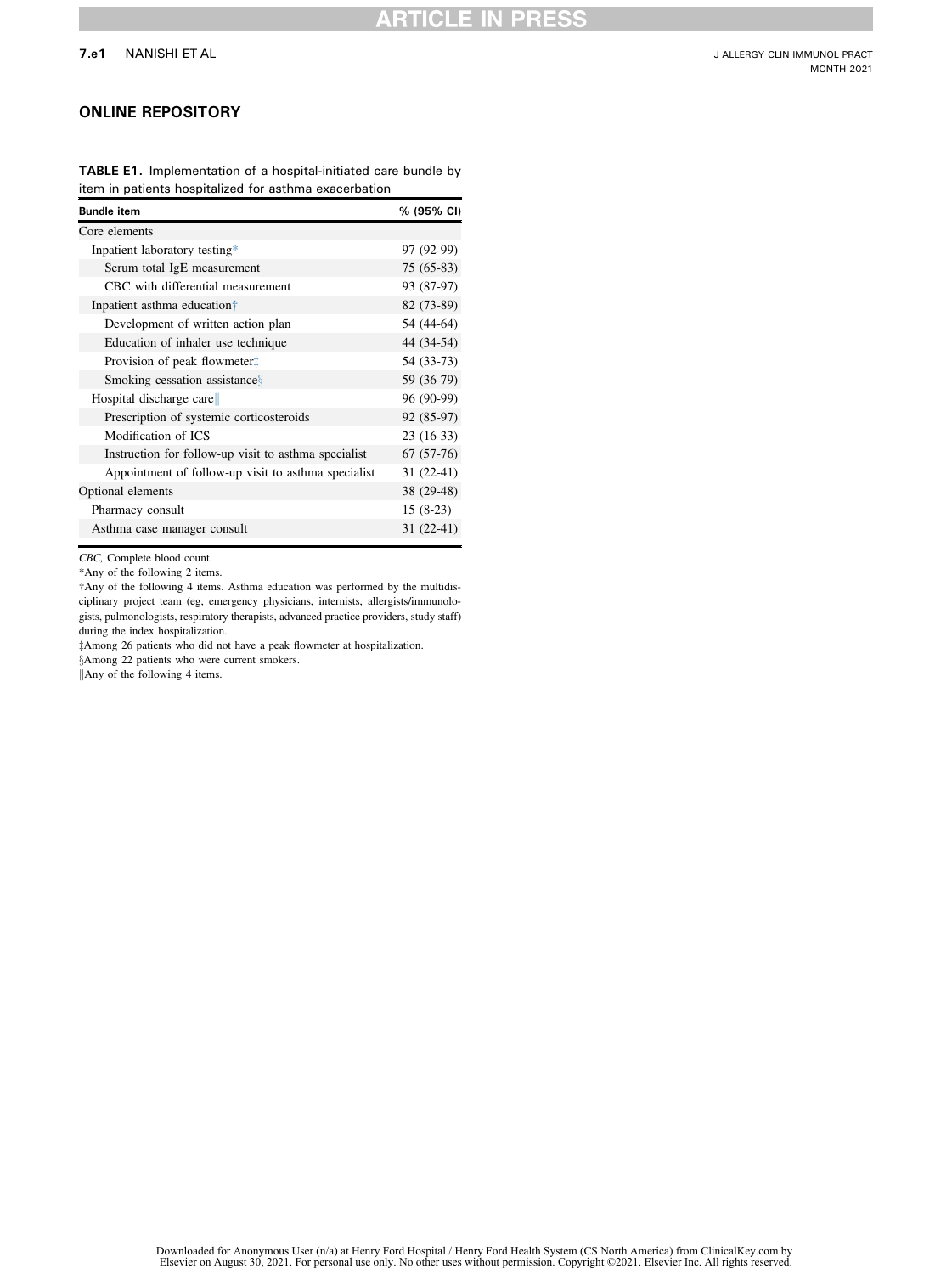## ONLINE REPOSITORY

**TABLE E1.** Implementation of a hospital-initiated care bundle by item in patients hospitalized for asthma exacerbation

| Bundle item | % (95% CI) |
|---|---|
| Core elements | |
| Inpatient laboratory testing* | 97 (92-99) |
| Serum total IgE measurement | 75 (65-83) |
| CBC with differential measurement | 93 (87-97) |
| Inpatient asthma education† | 82 (73-89) |
| Development of written action plan | 54 (44-64) |
| Education of inhaler use technique | 44 (34-54) |
| Provision of peak flowmeter‡ | 54 (33-73) |
| Smoking cessation assistance§ | 59 (36-79) |
| Hospital discharge care‖ | 96 (90-99) |
| Prescription of systemic corticosteroids | 92 (85-97) |
| Modification of ICS | 23 (16-33) |
| Instruction for follow-up visit to asthma specialist | 67 (57-76) |
| Appointment of follow-up visit to asthma specialist | 31 (22-41) |
| Optional elements | 38 (29-48) |
| Pharmacy consult | 15 (8-23) |
| Asthma case manager consult | 31 (22-41) |

*CBC*, Complete blood count.

*Any of the following 2 items.

†Any of the following 4 items. Asthma education was performed by the multidisciplinary project team (eg, emergency physicians, internists, allergists/immunologists, pulmonologists, respiratory therapists, advanced practice providers, study staff) during the index hospitalization.

‡Among 26 patients who did not have a peak flowmeter at hospitalization.

§Among 22 patients who were current smokers.

‖Any of the following 4 items.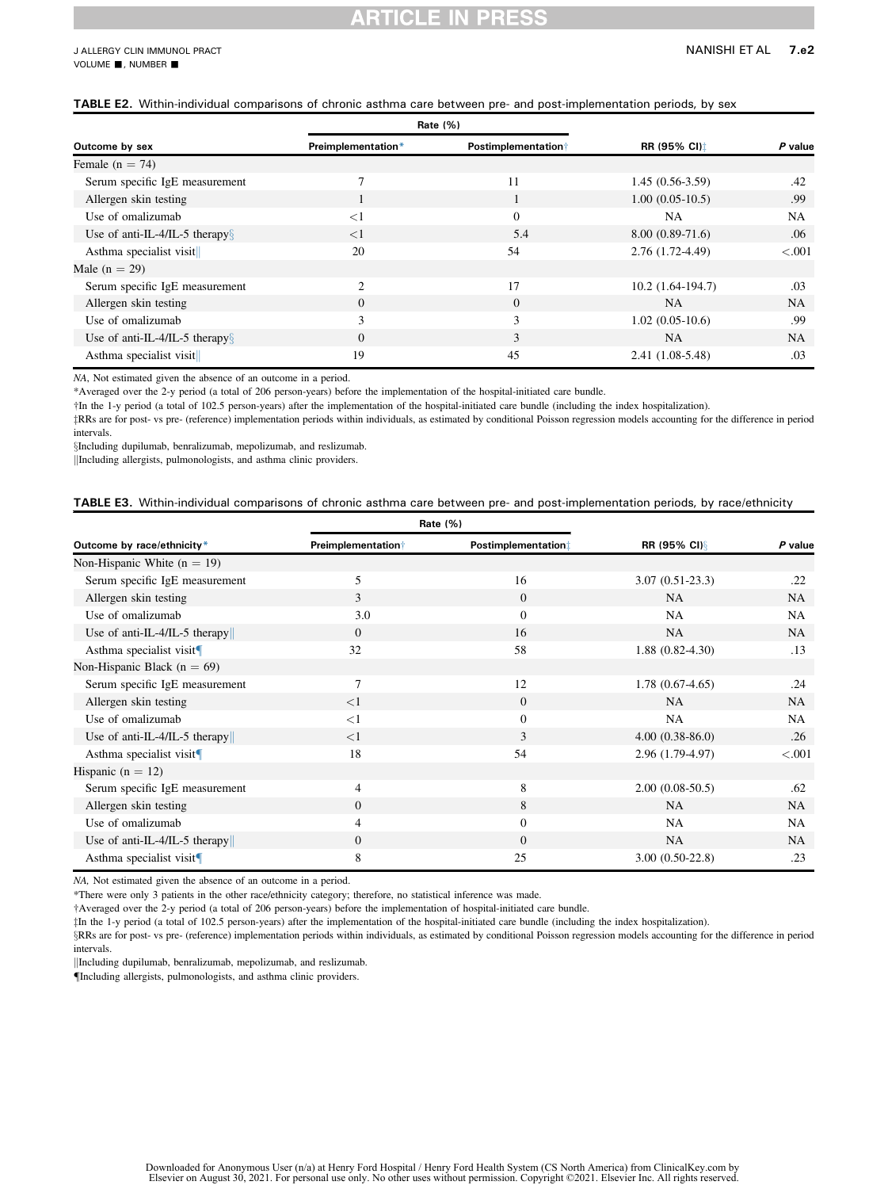**TABLE E2.** Within-individual comparisons of chronic asthma care between pre- and post-implementation periods, by sex

| | Rate (%) | | | |
|---|---|---|---|---|
| Outcome by sex | Preimplementation* | Postimplementation† | RR (95% CI)‡ | *P* value |
| Female (n = 74) | | | | |
| Serum specific IgE measurement | 7 | 11 | 1.45 (0.56-3.59) | .42 |
| Allergen skin testing | 1 | 1 | 1.00 (0.05-10.5) | .99 |
| Use of omalizumab | <1 | 0 | NA | NA |
| Use of anti-IL-4/IL-5 therapy§ | <1 | 5.4 | 8.00 (0.89-71.6) | .06 |
| Asthma specialist visit‖ | 20 | 54 | 2.76 (1.72-4.49) | <.001 |
| Male (n = 29) | | | | |
| Serum specific IgE measurement | 2 | 17 | 10.2 (1.64-194.7) | .03 |
| Allergen skin testing | 0 | 0 | NA | NA |
| Use of omalizumab | 3 | 3 | 1.02 (0.05-10.6) | .99 |
| Use of anti-IL-4/IL-5 therapy§ | 0 | 3 | NA | NA |
| Asthma specialist visit‖ | 19 | 45 | 2.41 (1.08-5.48) | .03 |

*NA*, Not estimated given the absence of an outcome in a period.
*Averaged over the 2-y period (a total of 206 person-years) before the implementation of the hospital-initiated care bundle.
†In the 1-y period (a total of 102.5 person-years) after the implementation of the hospital-initiated care bundle (including the index hospitalization).
‡RRs are for post- vs pre- (reference) implementation periods within individuals, as estimated by conditional Poisson regression models accounting for the difference in period intervals.
§Including dupilumab, benralizumab, mepolizumab, and reslizumab.
‖Including allergists, pulmonologists, and asthma clinic providers.

**TABLE E3.** Within-individual comparisons of chronic asthma care between pre- and post-implementation periods, by race/ethnicity

| | Rate (%) | | | |
|---|---|---|---|---|
| Outcome by race/ethnicity* | Preimplementation† | Postimplementation‡ | RR (95% CI)§ | *P* value |
| Non-Hispanic White (n = 19) | | | | |
| Serum specific IgE measurement | 5 | 16 | 3.07 (0.51-23.3) | .22 |
| Allergen skin testing | 3 | 0 | NA | NA |
| Use of omalizumab | 3.0 | 0 | NA | NA |
| Use of anti-IL-4/IL-5 therapy‖ | 0 | 16 | NA | NA |
| Asthma specialist visit¶ | 32 | 58 | 1.88 (0.82-4.30) | .13 |
| Non-Hispanic Black (n = 69) | | | | |
| Serum specific IgE measurement | 7 | 12 | 1.78 (0.67-4.65) | .24 |
| Allergen skin testing | <1 | 0 | NA | NA |
| Use of omalizumab | <1 | 0 | NA | NA |
| Use of anti-IL-4/IL-5 therapy‖ | <1 | 3 | 4.00 (0.38-86.0) | .26 |
| Asthma specialist visit¶ | 18 | 54 | 2.96 (1.79-4.97) | <.001 |
| Hispanic (n = 12) | | | | |
| Serum specific IgE measurement | 4 | 8 | 2.00 (0.08-50.5) | .62 |
| Allergen skin testing | 0 | 8 | NA | NA |
| Use of omalizumab | 4 | 0 | NA | NA |
| Use of anti-IL-4/IL-5 therapy‖ | 0 | 0 | NA | NA |
| Asthma specialist visit¶ | 8 | 25 | 3.00 (0.50-22.8) | .23 |

*NA*, Not estimated given the absence of an outcome in a period.
*There were only 3 patients in the other race/ethnicity category; therefore, no statistical inference was made.
†Averaged over the 2-y period (a total of 206 person-years) before the implementation of hospital-initiated care bundle.
‡In the 1-y period (a total of 102.5 person-years) after the implementation of the hospital-initiated care bundle (including the index hospitalization).
§RRs are for post- vs pre- (reference) implementation periods within individuals, as estimated by conditional Poisson regression models accounting for the difference in period intervals.
‖Including dupilumab, benralizumab, mepolizumab, and reslizumab.
¶Including allergists, pulmonologists, and asthma clinic providers.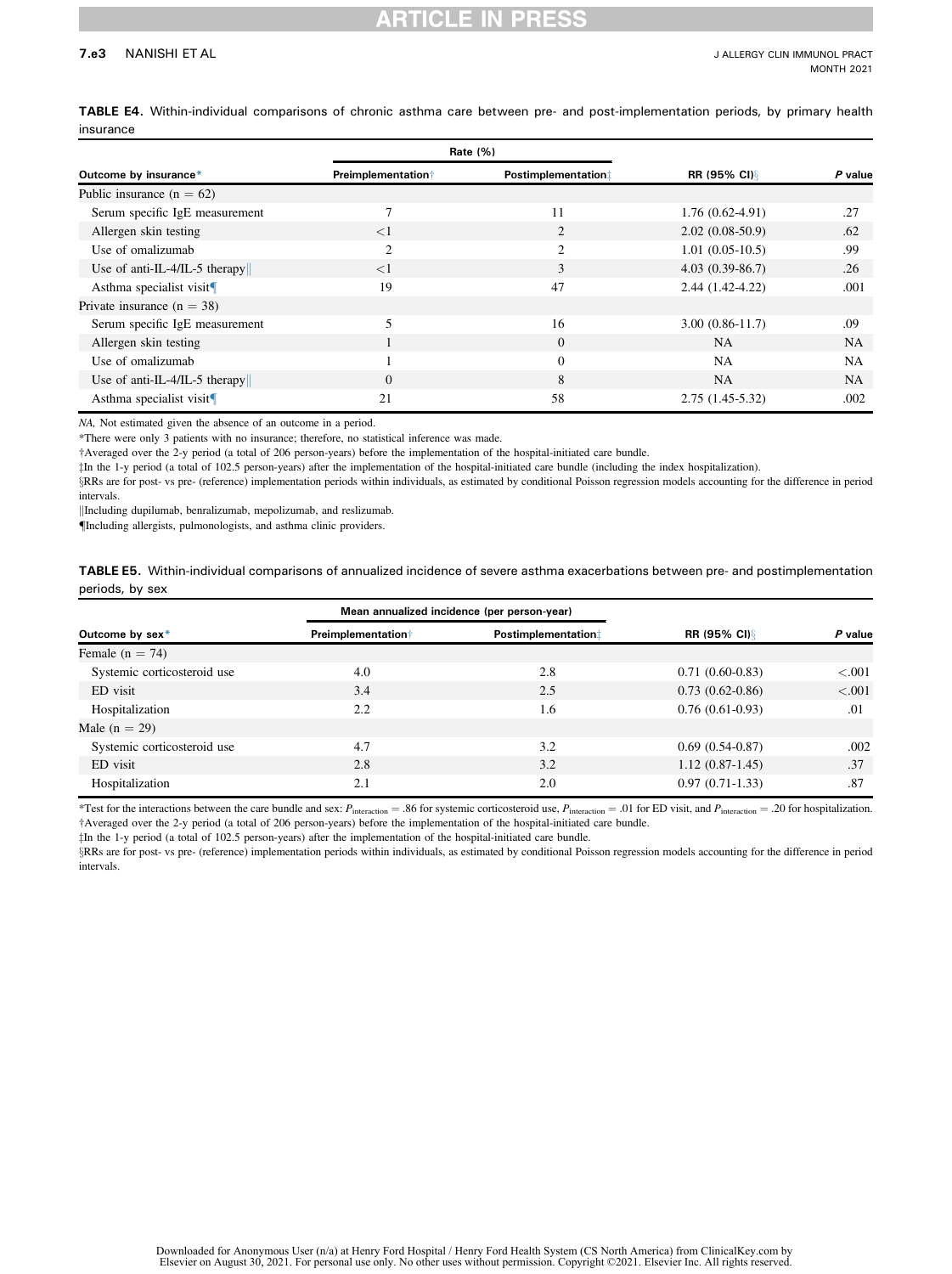**TABLE E4.** Within-individual comparisons of chronic asthma care between pre- and post-implementation periods, by primary health insurance

| Outcome by insurance* | Rate (%) | | RR (95% CI)§ | P value |
|---|---|---|---|---|
| | Preimplementation† | Postimplementation‡ | | |
| Public insurance (n = 62) | | | | |
| Serum specific IgE measurement | 7 | 11 | 1.76 (0.62-4.91) | .27 |
| Allergen skin testing | <1 | 2 | 2.02 (0.08-50.9) | .62 |
| Use of omalizumab | 2 | 2 | 1.01 (0.05-10.5) | .99 |
| Use of anti-IL-4/IL-5 therapy‖ | <1 | 3 | 4.03 (0.39-86.7) | .26 |
| Asthma specialist visit¶ | 19 | 47 | 2.44 (1.42-4.22) | .001 |
| Private insurance (n = 38) | | | | |
| Serum specific IgE measurement | 5 | 16 | 3.00 (0.86-11.7) | .09 |
| Allergen skin testing | 1 | 0 | NA | NA |
| Use of omalizumab | 1 | 0 | NA | NA |
| Use of anti-IL-4/IL-5 therapy‖ | 0 | 8 | NA | NA |
| Asthma specialist visit¶ | 21 | 58 | 2.75 (1.45-5.32) | .002 |

*NA,* Not estimated given the absence of an outcome in a period.
*There were only 3 patients with no insurance; therefore, no statistical inference was made.
†Averaged over the 2-y period (a total of 206 person-years) before the implementation of the hospital-initiated care bundle.
‡In the 1-y period (a total of 102.5 person-years) after the implementation of the hospital-initiated care bundle (including the index hospitalization).
§RRs are for post- vs pre- (reference) implementation periods within individuals, as estimated by conditional Poisson regression models accounting for the difference in period intervals.
‖Including dupilumab, benralizumab, mepolizumab, and reslizumab.
¶Including allergists, pulmonologists, and asthma clinic providers.

**TABLE E5.** Within-individual comparisons of annualized incidence of severe asthma exacerbations between pre- and postimplementation periods, by sex

| Outcome by sex* | Mean annualized incidence (per person-year) | | RR (95% CI)§ | P value |
|---|---|---|---|---|
| | Preimplementation† | Postimplementation‡ | | |
| Female (n = 74) | | | | |
| Systemic corticosteroid use | 4.0 | 2.8 | 0.71 (0.60-0.83) | <.001 |
| ED visit | 3.4 | 2.5 | 0.73 (0.62-0.86) | <.001 |
| Hospitalization | 2.2 | 1.6 | 0.76 (0.61-0.93) | .01 |
| Male (n = 29) | | | | |
| Systemic corticosteroid use | 4.7 | 3.2 | 0.69 (0.54-0.87) | .002 |
| ED visit | 2.8 | 3.2 | 1.12 (0.87-1.45) | .37 |
| Hospitalization | 2.1 | 2.0 | 0.97 (0.71-1.33) | .87 |

*Test for the interactions between the care bundle and sex: $P_{interaction}$ = .86 for systemic corticosteroid use, $P_{interaction}$ = .01 for ED visit, and $P_{interaction}$ = .20 for hospitalization.
†Averaged over the 2-y period (a total of 206 person-years) before the implementation of the hospital-initiated care bundle.
‡In the 1-y period (a total of 102.5 person-years) after the implementation of the hospital-initiated care bundle.
§RRs are for post- vs pre- (reference) implementation periods within individuals, as estimated by conditional Poisson regression models accounting for the difference in period intervals.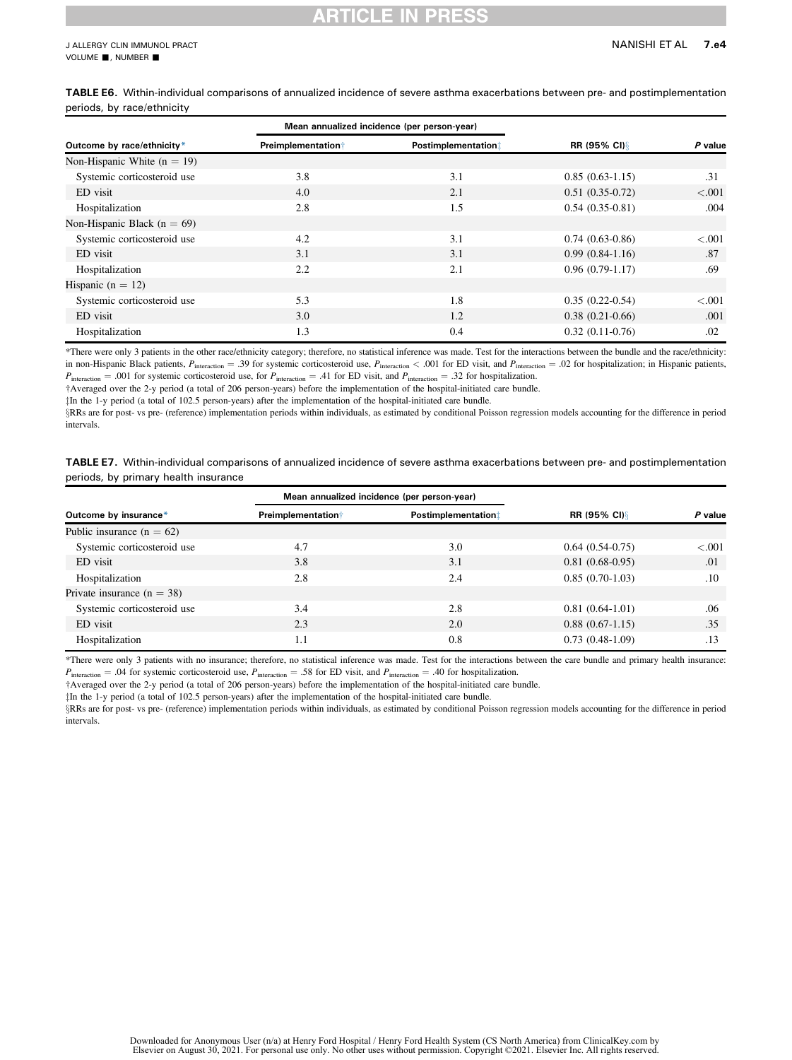**TABLE E6.** Within-individual comparisons of annualized incidence of severe asthma exacerbations between pre- and postimplementation periods, by race/ethnicity

| Outcome by race/ethnicity* | Mean annualized incidence (per person-year) | | RR (95% CI)§ | *P* value |
|---|---|---|---|---|
| | Preimplementation† | Postimplementation‡ | | |
| Non-Hispanic White (n = 19) | | | | |
| Systemic corticosteroid use | 3.8 | 3.1 | 0.85 (0.63-1.15) | .31 |
| ED visit | 4.0 | 2.1 | 0.51 (0.35-0.72) | <.001 |
| Hospitalization | 2.8 | 1.5 | 0.54 (0.35-0.81) | .004 |
| Non-Hispanic Black (n = 69) | | | | |
| Systemic corticosteroid use | 4.2 | 3.1 | 0.74 (0.63-0.86) | <.001 |
| ED visit | 3.1 | 3.1 | 0.99 (0.84-1.16) | .87 |
| Hospitalization | 2.2 | 2.1 | 0.96 (0.79-1.17) | .69 |
| Hispanic (n = 12) | | | | |
| Systemic corticosteroid use | 5.3 | 1.8 | 0.35 (0.22-0.54) | <.001 |
| ED visit | 3.0 | 1.2 | 0.38 (0.21-0.66) | .001 |
| Hospitalization | 1.3 | 0.4 | 0.32 (0.11-0.76) | .02 |

*There were only 3 patients in the other race/ethnicity category; therefore, no statistical inference was made. Test for the interactions between the bundle and the race/ethnicity: in non-Hispanic Black patients, $P_{interaction}$ = .39 for systemic corticosteroid use, $P_{interaction}$ < .001 for ED visit, and $P_{interaction}$ = .02 for hospitalization; in Hispanic patients, $P_{interaction}$ = .001 for systemic corticosteroid use, for $P_{interaction}$ = .41 for ED visit, and $P_{interaction}$ = .32 for hospitalization.

†Averaged over the 2-y period (a total of 206 person-years) before the implementation of the hospital-initiated care bundle.

‡In the 1-y period (a total of 102.5 person-years) after the implementation of the hospital-initiated care bundle.

§RRs are for post- vs pre- (reference) implementation periods within individuals, as estimated by conditional Poisson regression models accounting for the difference in period intervals.

**TABLE E7.** Within-individual comparisons of annualized incidence of severe asthma exacerbations between pre- and postimplementation periods, by primary health insurance

| Outcome by insurance* | Mean annualized incidence (per person-year) | | RR (95% CI)§ | *P* value |
|---|---|---|---|---|
| | Preimplementation† | Postimplementation‡ | | |
| Public insurance (n = 62) | | | | |
| Systemic corticosteroid use | 4.7 | 3.0 | 0.64 (0.54-0.75) | <.001 |
| ED visit | 3.8 | 3.1 | 0.81 (0.68-0.95) | .01 |
| Hospitalization | 2.8 | 2.4 | 0.85 (0.70-1.03) | .10 |
| Private insurance (n = 38) | | | | |
| Systemic corticosteroid use | 3.4 | 2.8 | 0.81 (0.64-1.01) | .06 |
| ED visit | 2.3 | 2.0 | 0.88 (0.67-1.15) | .35 |
| Hospitalization | 1.1 | 0.8 | 0.73 (0.48-1.09) | .13 |

*There were only 3 patients with no insurance; therefore, no statistical inference was made. Test for the interactions between the care bundle and primary health insurance: $P_{interaction}$ = .04 for systemic corticosteroid use, $P_{interaction}$ = .58 for ED visit, and $P_{interaction}$ = .40 for hospitalization.

†Averaged over the 2-y period (a total of 206 person-years) before the implementation of the hospital-initiated care bundle.

‡In the 1-y period (a total of 102.5 person-years) after the implementation of the hospital-initiated care bundle.

§RRs are for post- vs pre- (reference) implementation periods within individuals, as estimated by conditional Poisson regression models accounting for the difference in period intervals.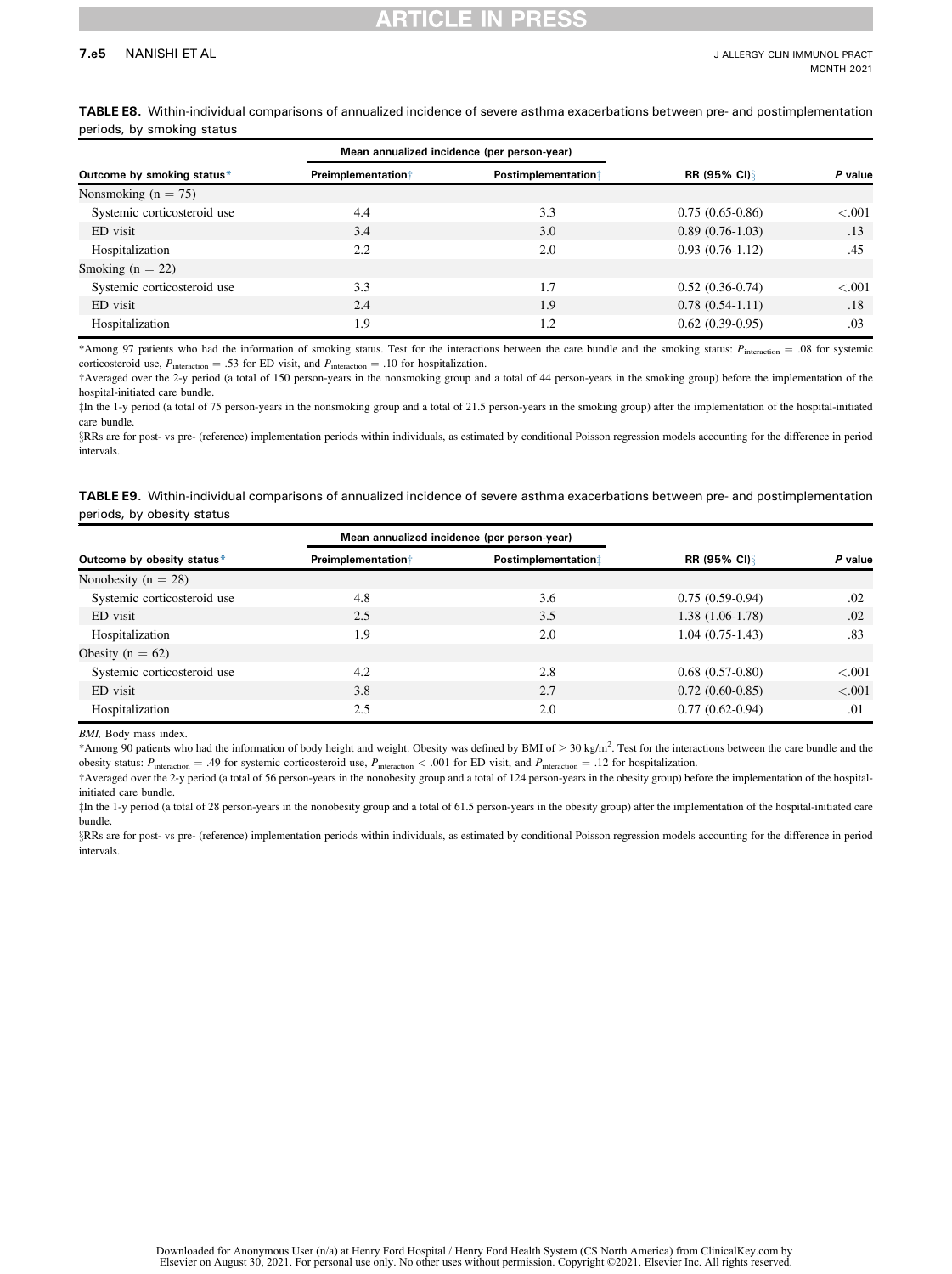**TABLE E8.** Within-individual comparisons of annualized incidence of severe asthma exacerbations between pre- and postimplementation periods, by smoking status

| | Mean annualized incidence (per person-year) | | | |
|---|---|---|---|---|
| **Outcome by smoking status*** | **Preimplementation†** | **Postimplementation‡** | **RR (95% CI)§** | ***P* value** |
| Nonsmoking (n = 75) | | | | |
| Systemic corticosteroid use | 4.4 | 3.3 | 0.75 (0.65-0.86) | <.001 |
| ED visit | 3.4 | 3.0 | 0.89 (0.76-1.03) | .13 |
| Hospitalization | 2.2 | 2.0 | 0.93 (0.76-1.12) | .45 |
| Smoking (n = 22) | | | | |
| Systemic corticosteroid use | 3.3 | 1.7 | 0.52 (0.36-0.74) | <.001 |
| ED visit | 2.4 | 1.9 | 0.78 (0.54-1.11) | .18 |
| Hospitalization | 1.9 | 1.2 | 0.62 (0.39-0.95) | .03 |

*Among 97 patients who had the information of smoking status. Test for the interactions between the care bundle and the smoking status: $P_{\text{interaction}} = .08$ for systemic corticosteroid use, $P_{\text{interaction}} = .53$ for ED visit, and $P_{\text{interaction}} = .10$ for hospitalization.

†Averaged over the 2-y period (a total of 150 person-years in the nonsmoking group and a total of 44 person-years in the smoking group) before the implementation of the hospital-initiated care bundle.

‡In the 1-y period (a total of 75 person-years in the nonsmoking group and a total of 21.5 person-years in the smoking group) after the implementation of the hospital-initiated care bundle.

§RRs are for post- vs pre- (reference) implementation periods within individuals, as estimated by conditional Poisson regression models accounting for the difference in period intervals.

**TABLE E9.** Within-individual comparisons of annualized incidence of severe asthma exacerbations between pre- and postimplementation periods, by obesity status

| | Mean annualized incidence (per person-year) | | | |
|---|---|---|---|---|
| **Outcome by obesity status*** | **Preimplementation†** | **Postimplementation‡** | **RR (95% CI)§** | ***P* value** |
| Nonobesity (n = 28) | | | | |
| Systemic corticosteroid use | 4.8 | 3.6 | 0.75 (0.59-0.94) | .02 |
| ED visit | 2.5 | 3.5 | 1.38 (1.06-1.78) | .02 |
| Hospitalization | 1.9 | 2.0 | 1.04 (0.75-1.43) | .83 |
| Obesity (n = 62) | | | | |
| Systemic corticosteroid use | 4.2 | 2.8 | 0.68 (0.57-0.80) | <.001 |
| ED visit | 3.8 | 2.7 | 0.72 (0.60-0.85) | <.001 |
| Hospitalization | 2.5 | 2.0 | 0.77 (0.62-0.94) | .01 |

*BMI*, Body mass index.

*Among 90 patients who had the information of body height and weight. Obesity was defined by BMI of $\geq 30$ kg/m$^2$. Test for the interactions between the care bundle and the obesity status: $P_{\text{interaction}} = .49$ for systemic corticosteroid use, $P_{\text{interaction}} < .001$ for ED visit, and $P_{\text{interaction}} = .12$ for hospitalization.

†Averaged over the 2-y period (a total of 56 person-years in the nonobesity group and a total of 124 person-years in the obesity group) before the implementation of the hospital-initiated care bundle.

‡In the 1-y period (a total of 28 person-years in the nonobesity group and a total of 61.5 person-years in the obesity group) after the implementation of the hospital-initiated care bundle.

§RRs are for post- vs pre- (reference) implementation periods within individuals, as estimated by conditional Poisson regression models accounting for the difference in period intervals.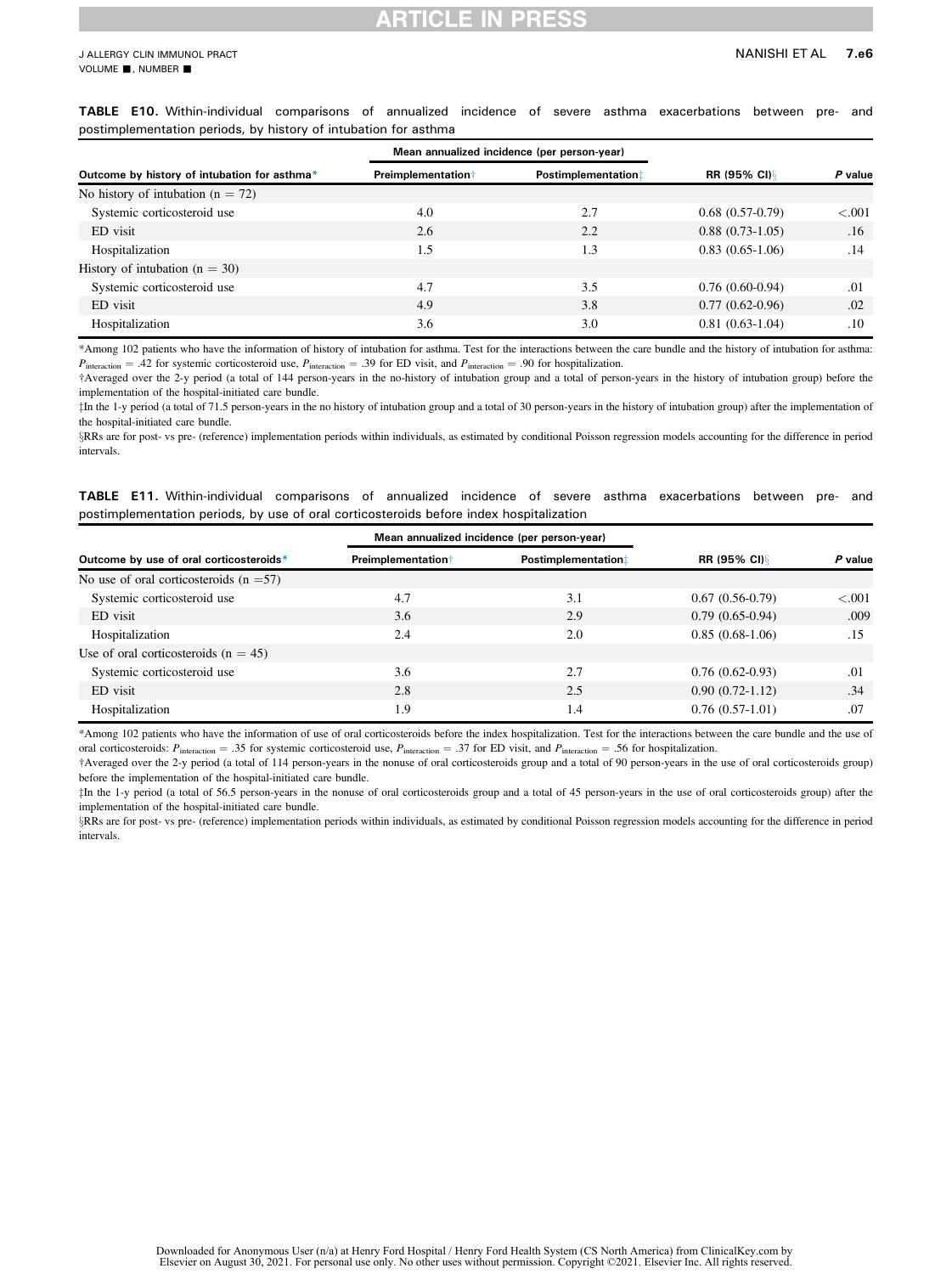**TABLE E10.** Within-individual comparisons of annualized incidence of severe asthma exacerbations between pre- and postimplementation periods, by history of intubation for asthma

| Outcome by history of intubation for asthma* | Mean annualized incidence (per person-year) | | RR (95% CI)§ | P value |
|---|---|---|---|---|
| | Preimplementation† | Postimplementation‡ | | |
| No history of intubation (n = 72) | | | | |
| Systemic corticosteroid use | 4.0 | 2.7 | 0.68 (0.57-0.79) | <.001 |
| ED visit | 2.6 | 2.2 | 0.88 (0.73-1.05) | .16 |
| Hospitalization | 1.5 | 1.3 | 0.83 (0.65-1.06) | .14 |
| History of intubation (n = 30) | | | | |
| Systemic corticosteroid use | 4.7 | 3.5 | 0.76 (0.60-0.94) | .01 |
| ED visit | 4.9 | 3.8 | 0.77 (0.62-0.96) | .02 |
| Hospitalization | 3.6 | 3.0 | 0.81 (0.63-1.04) | .10 |

*Among 102 patients who have the information of history of intubation for asthma. Test for the interactions between the care bundle and the history of intubation for asthma: $P_{interaction}$ = .42 for systemic corticosteroid use, $P_{interaction}$ = .39 for ED visit, and $P_{interaction}$ = .90 for hospitalization.

†Averaged over the 2-y period (a total of 144 person-years in the no-history of intubation group and a total of person-years in the history of intubation group) before the implementation of the hospital-initiated care bundle.

‡In the 1-y period (a total of 71.5 person-years in the no history of intubation group and a total of 30 person-years in the history of intubation group) after the implementation of the hospital-initiated care bundle.

§RRs are for post- vs pre- (reference) implementation periods within individuals, as estimated by conditional Poisson regression models accounting for the difference in period intervals.

**TABLE E11.** Within-individual comparisons of annualized incidence of severe asthma exacerbations between pre- and postimplementation periods, by use of oral corticosteroids before index hospitalization

| Outcome by use of oral corticosteroids* | Mean annualized incidence (per person-year) | | RR (95% CI)§ | P value |
|---|---|---|---|---|
| | Preimplementation† | Postimplementation‡ | | |
| No use of oral corticosteroids (n =57) | | | | |
| Systemic corticosteroid use | 4.7 | 3.1 | 0.67 (0.56-0.79) | <.001 |
| ED visit | 3.6 | 2.9 | 0.79 (0.65-0.94) | .009 |
| Hospitalization | 2.4 | 2.0 | 0.85 (0.68-1.06) | .15 |
| Use of oral corticosteroids (n = 45) | | | | |
| Systemic corticosteroid use | 3.6 | 2.7 | 0.76 (0.62-0.93) | .01 |
| ED visit | 2.8 | 2.5 | 0.90 (0.72-1.12) | .34 |
| Hospitalization | 1.9 | 1.4 | 0.76 (0.57-1.01) | .07 |

*Among 102 patients who have the information of use of oral corticosteroids before the index hospitalization. Test for the interactions between the care bundle and the use of oral corticosteroids: $P_{interaction}$ = .35 for systemic corticosteroid use, $P_{interaction}$ = .37 for ED visit, and $P_{interaction}$ = .56 for hospitalization.

†Averaged over the 2-y period (a total of 114 person-years in the nonuse of oral corticosteroids group and a total of 90 person-years in the use of oral corticosteroids group) before the implementation of the hospital-initiated care bundle.

‡In the 1-y period (a total of 56.5 person-years in the nonuse of oral corticosteroids group and a total of 45 person-years in the use of oral corticosteroids group) after the implementation of the hospital-initiated care bundle.

§RRs are for post- vs pre- (reference) implementation periods within individuals, as estimated by conditional Poisson regression models accounting for the difference in period intervals.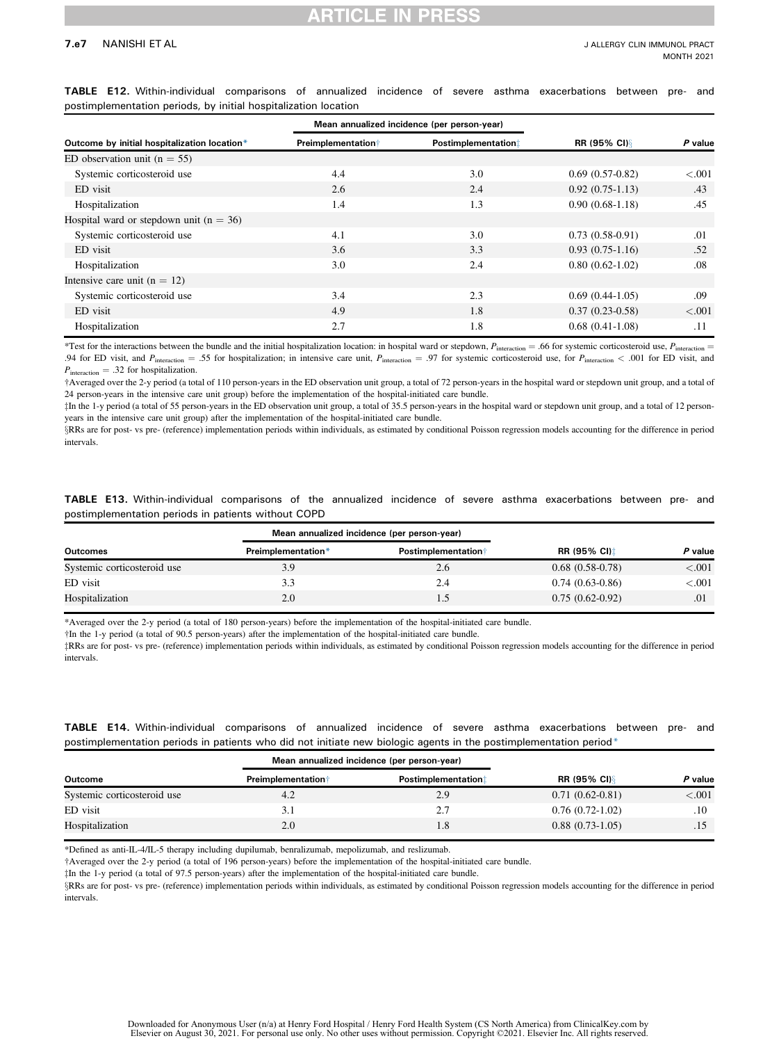**TABLE E12.** Within-individual comparisons of annualized incidence of severe asthma exacerbations between pre- and postimplementation periods, by initial hospitalization location

| Outcome by initial hospitalization location* | Mean annualized incidence (per person-year) | | RR (95% CI)§ | *P* value |
|---|---|---|---|---|
| | Preimplementation† | Postimplementation‡ | | |
| ED observation unit (n = 55) | | | | |
| Systemic corticosteroid use | 4.4 | 3.0 | 0.69 (0.57-0.82) | <.001 |
| ED visit | 2.6 | 2.4 | 0.92 (0.75-1.13) | .43 |
| Hospitalization | 1.4 | 1.3 | 0.90 (0.68-1.18) | .45 |
| Hospital ward or stepdown unit (n = 36) | | | | |
| Systemic corticosteroid use | 4.1 | 3.0 | 0.73 (0.58-0.91) | .01 |
| ED visit | 3.6 | 3.3 | 0.93 (0.75-1.16) | .52 |
| Hospitalization | 3.0 | 2.4 | 0.80 (0.62-1.02) | .08 |
| Intensive care unit (n = 12) | | | | |
| Systemic corticosteroid use | 3.4 | 2.3 | 0.69 (0.44-1.05) | .09 |
| ED visit | 4.9 | 1.8 | 0.37 (0.23-0.58) | <.001 |
| Hospitalization | 2.7 | 1.8 | 0.68 (0.41-1.08) | .11 |

*Test for the interactions between the bundle and the initial hospitalization location: in hospital ward or stepdown, $P_{interaction}$ = .66 for systemic corticosteroid use, $P_{interaction}$ = .94 for ED visit, and $P_{interaction}$ = .55 for hospitalization; in intensive care unit, $P_{interaction}$ = .97 for systemic corticosteroid use, for $P_{interaction}$ < .001 for ED visit, and $P_{interaction}$ = .32 for hospitalization.

†Averaged over the 2-y period (a total of 110 person-years in the ED observation unit group, a total of 72 person-years in the hospital ward or stepdown unit group, and a total of 24 person-years in the intensive care unit group) before the implementation of the hospital-initiated care bundle.

‡In the 1-y period (a total of 55 person-years in the ED observation unit group, a total of 35.5 person-years in the hospital ward or stepdown unit group, and a total of 12 person-years in the intensive care unit group) after the implementation of the hospital-initiated care bundle.

§RRs are for post- vs pre- (reference) implementation periods within individuals, as estimated by conditional Poisson regression models accounting for the difference in period intervals.

**TABLE E13.** Within-individual comparisons of the annualized incidence of severe asthma exacerbations between pre- and postimplementation periods in patients without COPD

| Outcomes | Mean annualized incidence (per person-year) | | RR (95% CI)‡ | *P* value |
|---|---|---|---|---|
| | Preimplementation* | Postimplementation† | | |
| Systemic corticosteroid use | 3.9 | 2.6 | 0.68 (0.58-0.78) | <.001 |
| ED visit | 3.3 | 2.4 | 0.74 (0.63-0.86) | <.001 |
| Hospitalization | 2.0 | 1.5 | 0.75 (0.62-0.92) | .01 |

*Averaged over the 2-y period (a total of 180 person-years) before the implementation of the hospital-initiated care bundle.

†In the 1-y period (a total of 90.5 person-years) after the implementation of the hospital-initiated care bundle.

‡RRs are for post- vs pre- (reference) implementation periods within individuals, as estimated by conditional Poisson regression models accounting for the difference in period intervals.

**TABLE E14.** Within-individual comparisons of annualized incidence of severe asthma exacerbations between pre- and postimplementation periods in patients who did not initiate new biologic agents in the postimplementation period*

| Outcome | Mean annualized incidence (per person-year) | | RR (95% CI)§ | *P* value |
|---|---|---|---|---|
| | Preimplementation† | Postimplementation‡ | | |
| Systemic corticosteroid use | 4.2 | 2.9 | 0.71 (0.62-0.81) | <.001 |
| ED visit | 3.1 | 2.7 | 0.76 (0.72-1.02) | .10 |
| Hospitalization | 2.0 | 1.8 | 0.88 (0.73-1.05) | .15 |

*Defined as anti-IL-4/IL-5 therapy including dupilumab, benralizumab, mepolizumab, and reslizumab.

†Averaged over the 2-y period (a total of 196 person-years) before the implementation of the hospital-initiated care bundle.

‡In the 1-y period (a total of 97.5 person-years) after the implementation of the hospital-initiated care bundle.

§RRs are for post- vs pre- (reference) implementation periods within individuals, as estimated by conditional Poisson regression models accounting for the difference in period intervals.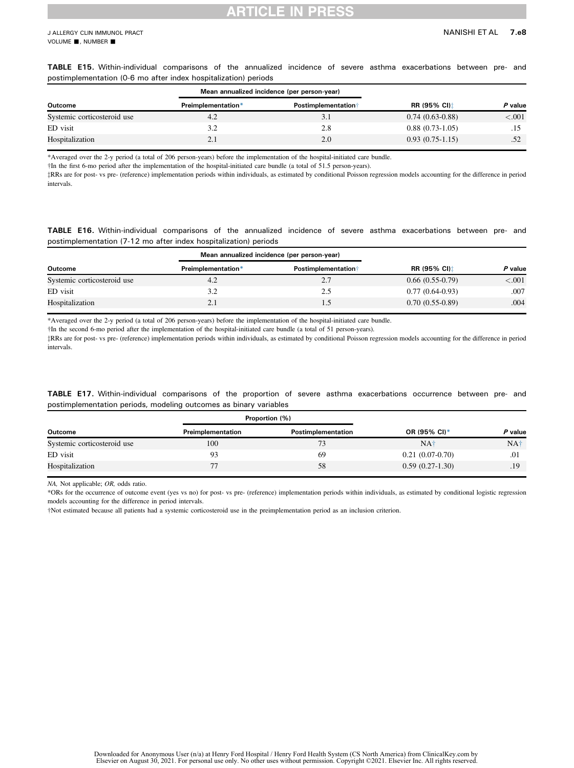**TABLE E15.** Within-individual comparisons of the annualized incidence of severe asthma exacerbations between pre- and postimplementation (0-6 mo after index hospitalization) periods

| Outcome | Mean annualized incidence (per person-year) | | RR (95% CI)‡ | *P* value |
|---|---|---|---|---|
| | Preimplementation* | Postimplementation† | | |
| Systemic corticosteroid use | 4.2 | 3.1 | 0.74 (0.63-0.88) | <.001 |
| ED visit | 3.2 | 2.8 | 0.88 (0.73-1.05) | .15 |
| Hospitalization | 2.1 | 2.0 | 0.93 (0.75-1.15) | .52 |

*Averaged over the 2-y period (a total of 206 person-years) before the implementation of the hospital-initiated care bundle.

†In the first 6-mo period after the implementation of the hospital-initiated care bundle (a total of 51.5 person-years).

‡RRs are for post- vs pre- (reference) implementation periods within individuals, as estimated by conditional Poisson regression models accounting for the difference in period intervals.

**TABLE E16.** Within-individual comparisons of the annualized incidence of severe asthma exacerbations between pre- and postimplementation (7-12 mo after index hospitalization) periods

| Outcome | Mean annualized incidence (per person-year) | | RR (95% CI)‡ | *P* value |
|---|---|---|---|---|
| | Preimplementation* | Postimplementation† | | |
| Systemic corticosteroid use | 4.2 | 2.7 | 0.66 (0.55-0.79) | <.001 |
| ED visit | 3.2 | 2.5 | 0.77 (0.64-0.93) | .007 |
| Hospitalization | 2.1 | 1.5 | 0.70 (0.55-0.89) | .004 |

*Averaged over the 2-y period (a total of 206 person-years) before the implementation of the hospital-initiated care bundle.

†In the second 6-mo period after the implementation of the hospital-initiated care bundle (a total of 51 person-years).

‡RRs are for post- vs pre- (reference) implementation periods within individuals, as estimated by conditional Poisson regression models accounting for the difference in period intervals.

**TABLE E17.** Within-individual comparisons of the proportion of severe asthma exacerbations occurrence between pre- and postimplementation periods, modeling outcomes as binary variables

| Outcome | Proportion (%) | | OR (95% CI)* | *P* value |
|---|---|---|---|---|
| | Preimplementation | Postimplementation | | |
| Systemic corticosteroid use | 100 | 73 | NA† | NA† |
| ED visit | 93 | 69 | 0.21 (0.07-0.70) | .01 |
| Hospitalization | 77 | 58 | 0.59 (0.27-1.30) | .19 |

*NA,* Not applicable; *OR,* odds ratio.

*ORs for the occurrence of outcome event (yes vs no) for post- vs pre- (reference) implementation periods within individuals, as estimated by conditional logistic regression models accounting for the difference in period intervals.

†Not estimated because all patients had a systemic corticosteroid use in the preimplementation period as an inclusion criterion.